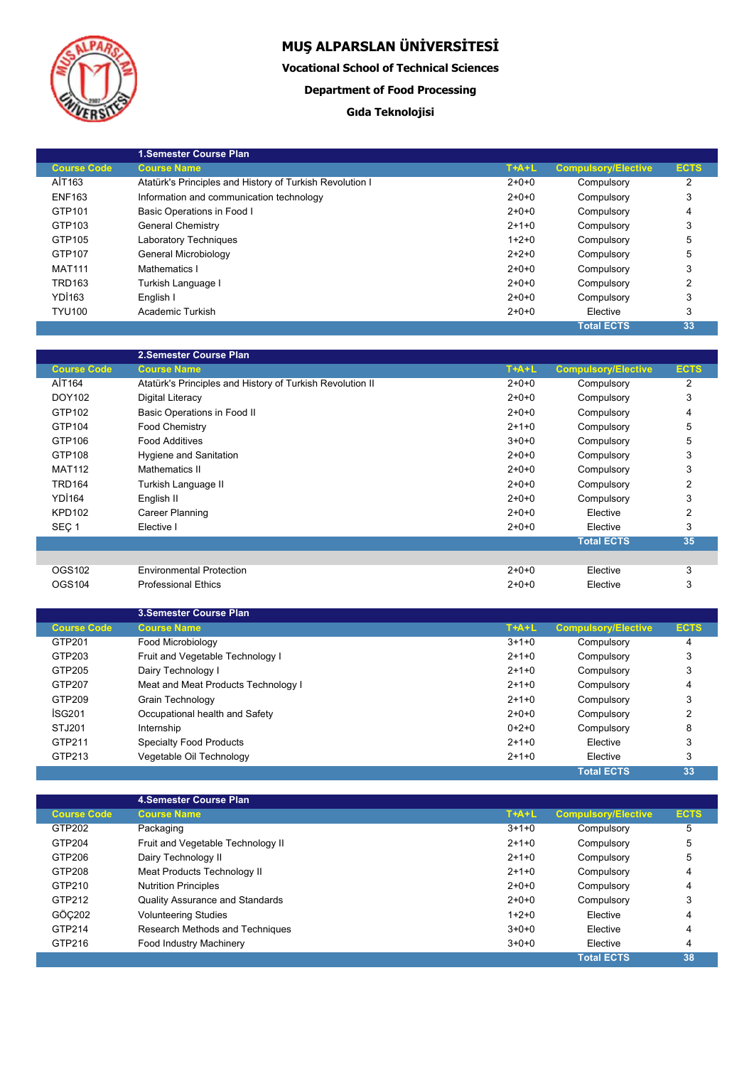# MUŞ ALPARSLAN ÜNİVERSİTESİ

**Vocational School of Technical Sciences**

**Department of Food Processing**

**Gıda Teknolojisi**

## 1.Semester Course Plan

| Course Code | Course Name | T+A+L | Compulsory/Elective | ECTS |
|---|---|---|---|---|
| AİT163 | Atatürk's Principles and History of Turkish Revolution I | 2+0+0 | Compulsory | 2 |
| ENF163 | Information and communication technology | 2+0+0 | Compulsory | 3 |
| GTP101 | Basic Operations in Food I | 2+0+0 | Compulsory | 4 |
| GTP103 | General Chemistry | 2+1+0 | Compulsory | 3 |
| GTP105 | Laboratory Techniques | 1+2+0 | Compulsory | 5 |
| GTP107 | General Microbiology | 2+2+0 | Compulsory | 5 |
| MAT111 | Mathematics I | 2+0+0 | Compulsory | 3 |
| TRD163 | Turkish Language I | 2+0+0 | Compulsory | 2 |
| YDİ163 | English I | 2+0+0 | Compulsory | 3 |
| TYU100 | Academic Turkish | 2+0+0 | Elective | 3 |
| | | | **Total ECTS** | **33** |

## 2.Semester Course Plan

| Course Code | Course Name | T+A+L | Compulsory/Elective | ECTS |
|---|---|---|---|---|
| AİT164 | Atatürk's Principles and History of Turkish Revolution II | 2+0+0 | Compulsory | 2 |
| DOY102 | Digital Literacy | 2+0+0 | Compulsory | 3 |
| GTP102 | Basic Operations in Food II | 2+0+0 | Compulsory | 4 |
| GTP104 | Food Chemistry | 2+1+0 | Compulsory | 5 |
| GTP106 | Food Additives | 3+0+0 | Compulsory | 5 |
| GTP108 | Hygiene and Sanitation | 2+0+0 | Compulsory | 3 |
| MAT112 | Mathematics II | 2+0+0 | Compulsory | 3 |
| TRD164 | Turkish Language II | 2+0+0 | Compulsory | 2 |
| YDİ164 | English II | 2+0+0 | Compulsory | 3 |
| KPD102 | Career Planning | 2+0+0 | Elective | 2 |
| SEÇ 1 | Elective I | 2+0+0 | Elective | 3 |
| | | | **Total ECTS** | **35** |
| | | | | |
| OGS102 | Environmental Protection | 2+0+0 | Elective | 3 |
| OGS104 | Professional Ethics | 2+0+0 | Elective | 3 |

## 3.Semester Course Plan

| Course Code | Course Name | T+A+L | Compulsory/Elective | ECTS |
|---|---|---|---|---|
| GTP201 | Food Microbiology | 3+1+0 | Compulsory | 4 |
| GTP203 | Fruit and Vegetable Technology I | 2+1+0 | Compulsory | 3 |
| GTP205 | Dairy Technology I | 2+1+0 | Compulsory | 3 |
| GTP207 | Meat and Meat Products Technology I | 2+1+0 | Compulsory | 4 |
| GTP209 | Grain Technology | 2+1+0 | Compulsory | 3 |
| İSG201 | Occupational health and Safety | 2+0+0 | Compulsory | 2 |
| STJ201 | Internship | 0+2+0 | Compulsory | 8 |
| GTP211 | Specialty Food Products | 2+1+0 | Elective | 3 |
| GTP213 | Vegetable Oil Technology | 2+1+0 | Elective | 3 |
| | | | **Total ECTS** | **33** |

## 4.Semester Course Plan

| Course Code | Course Name | T+A+L | Compulsory/Elective | ECTS |
|---|---|---|---|---|
| GTP202 | Packaging | 3+1+0 | Compulsory | 5 |
| GTP204 | Fruit and Vegetable Technology II | 2+1+0 | Compulsory | 5 |
| GTP206 | Dairy Technology II | 2+1+0 | Compulsory | 5 |
| GTP208 | Meat Products Technology II | 2+1+0 | Compulsory | 4 |
| GTP210 | Nutrition Principles | 2+0+0 | Compulsory | 4 |
| GTP212 | Quality Assurance and Standards | 2+0+0 | Compulsory | 3 |
| GÖÇ202 | Volunteering Studies | 1+2+0 | Elective | 4 |
| GTP214 | Research Methods and Techniques | 3+0+0 | Elective | 4 |
| GTP216 | Food Industry Machinery | 3+0+0 | Elective | 4 |
| | | | **Total ECTS** | **38** |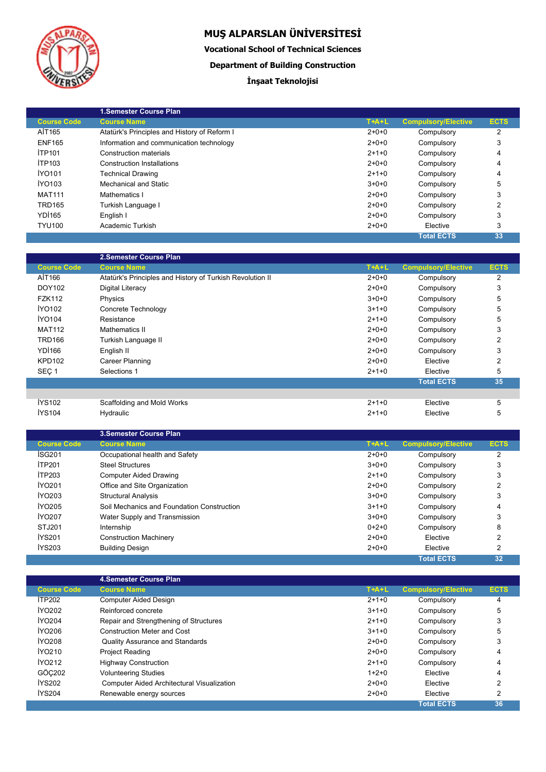# MUŞ ALPARSLAN ÜNİVERSİTESİ

**Vocational School of Technical Sciences**

**Department of Building Construction**

**İnşaat Teknolojisi**

| | 1.Semester Course Plan | | | |
|---|---|---|---|---|
| Course Code | Course Name | T+A+L | Compulsory/Elective | ECTS |
| AİT165 | Atatürk's Principles and History of Reform I | 2+0+0 | Compulsory | 2 |
| ENF165 | Information and communication technology | 2+0+0 | Compulsory | 3 |
| İTP101 | Construction materials | 2+1+0 | Compulsory | 4 |
| İTP103 | Construction Installations | 2+0+0 | Compulsory | 4 |
| İYO101 | Technical Drawing | 2+1+0 | Compulsory | 4 |
| İYO103 | Mechanical and Static | 3+0+0 | Compulsory | 5 |
| MAT111 | Mathematics I | 2+0+0 | Compulsory | 3 |
| TRD165 | Turkish Language I | 2+0+0 | Compulsory | 2 |
| YDİ165 | English I | 2+0+0 | Compulsory | 3 |
| TYU100 | Academic Turkish | 2+0+0 | Elective | 3 |
| | | | Total ECTS | 33 |

| | 2.Semester Course Plan | | | |
|---|---|---|---|---|
| Course Code | Course Name | T+A+L | Compulsory/Elective | ECTS |
| AİT166 | Atatürk's Principles and History of Turkish Revolution II | 2+0+0 | Compulsory | 2 |
| DOY102 | Digital Literacy | 2+0+0 | Compulsory | 3 |
| FZK112 | Physics | 3+0+0 | Compulsory | 5 |
| İYO102 | Concrete Technology | 3+1+0 | Compulsory | 5 |
| İYO104 | Resistance | 2+1+0 | Compulsory | 5 |
| MAT112 | Mathematics II | 2+0+0 | Compulsory | 3 |
| TRD166 | Turkish Language II | 2+0+0 | Compulsory | 2 |
| YDİ166 | English II | 2+0+0 | Compulsory | 3 |
| KPD102 | Career Planning | 2+0+0 | Elective | 2 |
| SEÇ 1 | Selections 1 | 2+1+0 | Elective | 5 |
| | | | Total ECTS | 35 |
| | | | | |
| İYS102 | Scaffolding and Mold Works | 2+1+0 | Elective | 5 |
| İYS104 | Hydraulic | 2+1+0 | Elective | 5 |

| | 3.Semester Course Plan | | | |
|---|---|---|---|---|
| Course Code | Course Name | T+A+L | Compulsory/Elective | ECTS |
| İSG201 | Occupational health and Safety | 2+0+0 | Compulsory | 2 |
| İTP201 | Steel Structures | 3+0+0 | Compulsory | 3 |
| İTP203 | Computer Aided Drawing | 2+1+0 | Compulsory | 3 |
| İYO201 | Office and Site Organization | 2+0+0 | Compulsory | 2 |
| İYO203 | Structural Analysis | 3+0+0 | Compulsory | 3 |
| İYO205 | Soil Mechanics and Foundation Construction | 3+1+0 | Compulsory | 4 |
| İYO207 | Water Supply and Transmission | 3+0+0 | Compulsory | 3 |
| STJ201 | Internship | 0+2+0 | Compulsory | 8 |
| İYS201 | Construction Machinery | 2+0+0 | Elective | 2 |
| İYS203 | Building Design | 2+0+0 | Elective | 2 |
| | | | Total ECTS | 32 |

| | 4.Semester Course Plan | | | |
|---|---|---|---|---|
| Course Code | Course Name | T+A+L | Compulsory/Elective | ECTS |
| İTP202 | Computer Aided Design | 2+1+0 | Compulsory | 4 |
| İYO202 | Reinforced concrete | 3+1+0 | Compulsory | 5 |
| İYO204 | Repair and Strengthening of Structures | 2+1+0 | Compulsory | 3 |
| İYO206 | Construction Meter and Cost | 3+1+0 | Compulsory | 5 |
| İYO208 | Quality Assurance and Standards | 2+0+0 | Compulsory | 3 |
| İYO210 | Project Reading | 2+0+0 | Compulsory | 4 |
| İYO212 | Highway Construction | 2+1+0 | Compulsory | 4 |
| GÖÇ202 | Volunteering Studies | 1+2+0 | Elective | 4 |
| İYS202 | Computer Aided Architectural Visualization | 2+0+0 | Elective | 2 |
| İYS204 | Renewable energy sources | 2+0+0 | Elective | 2 |
| | | | Total ECTS | 36 |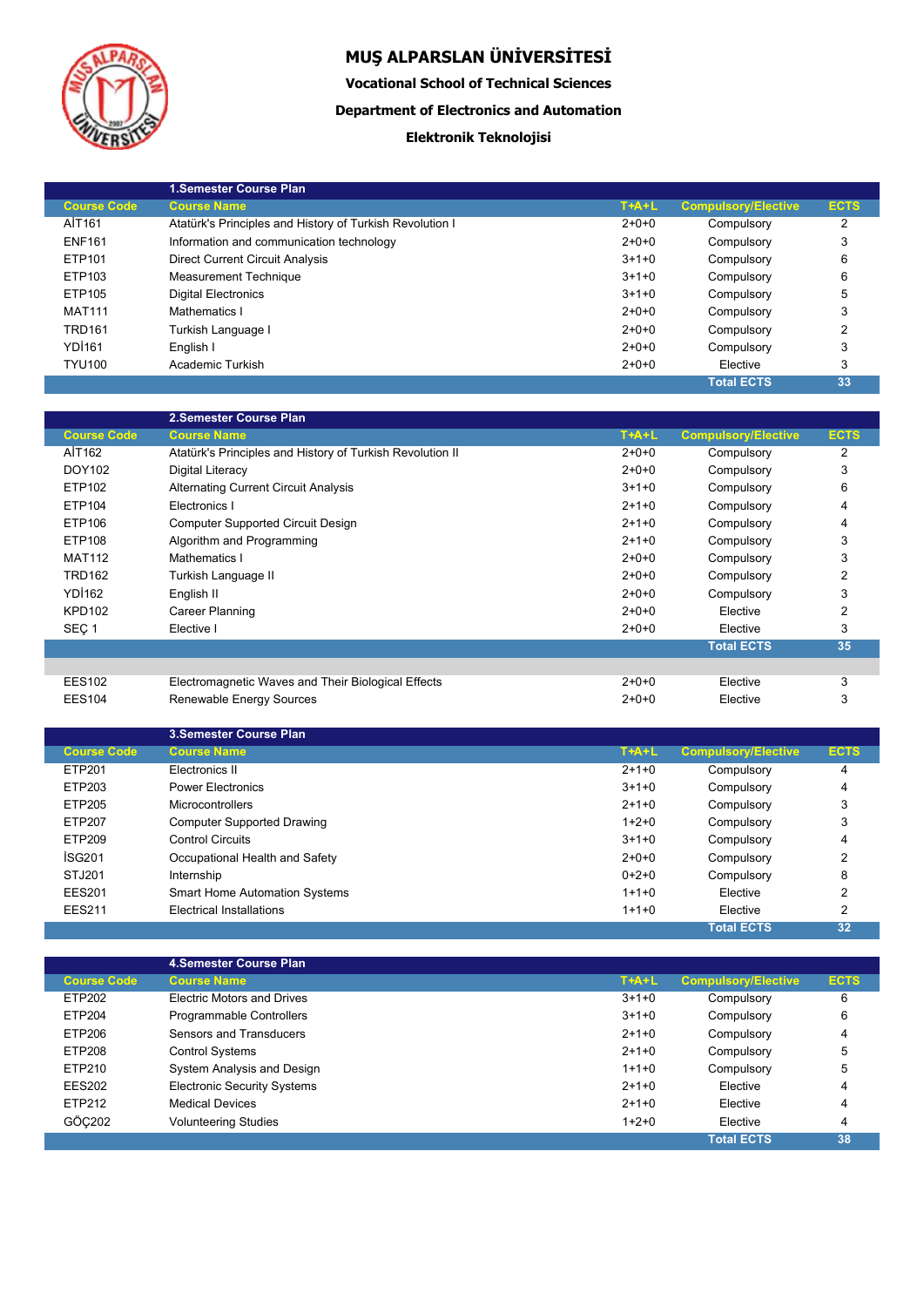# MUŞ ALPARSLAN ÜNİVERSİTESİ

**Vocational School of Technical Sciences**

**Department of Electronics and Automation**

**Elektronik Teknolojisi**

| | 1.Semester Course Plan | | | |
|---|---|---|---|---|
| Course Code | Course Name | T+A+L | Compulsory/Elective | ECTS |
| AİT161 | Atatürk's Principles and History of Turkish Revolution I | 2+0+0 | Compulsory | 2 |
| ENF161 | Information and communication technology | 2+0+0 | Compulsory | 3 |
| ETP101 | Direct Current Circuit Analysis | 3+1+0 | Compulsory | 6 |
| ETP103 | Measurement Technique | 3+1+0 | Compulsory | 6 |
| ETP105 | Digital Electronics | 3+1+0 | Compulsory | 5 |
| MAT111 | Mathematics I | 2+0+0 | Compulsory | 3 |
| TRD161 | Turkish Language I | 2+0+0 | Compulsory | 2 |
| YDİ161 | English I | 2+0+0 | Compulsory | 3 |
| TYU100 | Academic Turkish | 2+0+0 | Elective | 3 |
| | | | Total ECTS | 33 |

| | 2.Semester Course Plan | | | |
|---|---|---|---|---|
| Course Code | Course Name | T+A+L | Compulsory/Elective | ECTS |
| AİT162 | Atatürk's Principles and History of Turkish Revolution II | 2+0+0 | Compulsory | 2 |
| DOY102 | Digital Literacy | 2+0+0 | Compulsory | 3 |
| ETP102 | Alternating Current Circuit Analysis | 3+1+0 | Compulsory | 6 |
| ETP104 | Electronics I | 2+1+0 | Compulsory | 4 |
| ETP106 | Computer Supported Circuit Design | 2+1+0 | Compulsory | 4 |
| ETP108 | Algorithm and Programming | 2+1+0 | Compulsory | 3 |
| MAT112 | Mathematics I | 2+0+0 | Compulsory | 3 |
| TRD162 | Turkish Language II | 2+0+0 | Compulsory | 2 |
| YDİ162 | English II | 2+0+0 | Compulsory | 3 |
| KPD102 | Career Planning | 2+0+0 | Elective | 2 |
| SEÇ 1 | Elective I | 2+0+0 | Elective | 3 |
| | | | Total ECTS | 35 |
| | | | | |
| EES102 | Electromagnetic Waves and Their Biological Effects | 2+0+0 | Elective | 3 |
| EES104 | Renewable Energy Sources | 2+0+0 | Elective | 3 |

| | 3.Semester Course Plan | | | |
|---|---|---|---|---|
| Course Code | Course Name | T+A+L | Compulsory/Elective | ECTS |
| ETP201 | Electronics II | 2+1+0 | Compulsory | 4 |
| ETP203 | Power Electronics | 3+1+0 | Compulsory | 4 |
| ETP205 | Microcontrollers | 2+1+0 | Compulsory | 3 |
| ETP207 | Computer Supported Drawing | 1+2+0 | Compulsory | 3 |
| ETP209 | Control Circuits | 3+1+0 | Compulsory | 4 |
| İSG201 | Occupational Health and Safety | 2+0+0 | Compulsory | 2 |
| STJ201 | Internship | 0+2+0 | Compulsory | 8 |
| EES201 | Smart Home Automation Systems | 1+1+0 | Elective | 2 |
| EES211 | Electrical Installations | 1+1+0 | Elective | 2 |
| | | | Total ECTS | 32 |

| | 4.Semester Course Plan | | | |
|---|---|---|---|---|
| Course Code | Course Name | T+A+L | Compulsory/Elective | ECTS |
| ETP202 | Electric Motors and Drives | 3+1+0 | Compulsory | 6 |
| ETP204 | Programmable Controllers | 3+1+0 | Compulsory | 6 |
| ETP206 | Sensors and Transducers | 2+1+0 | Compulsory | 4 |
| ETP208 | Control Systems | 2+1+0 | Compulsory | 5 |
| ETP210 | System Analysis and Design | 1+1+0 | Compulsory | 5 |
| EES202 | Electronic Security Systems | 2+1+0 | Elective | 4 |
| ETP212 | Medical Devices | 2+1+0 | Elective | 4 |
| GÖÇ202 | Volunteering Studies | 1+2+0 | Elective | 4 |
| | | | Total ECTS | 38 |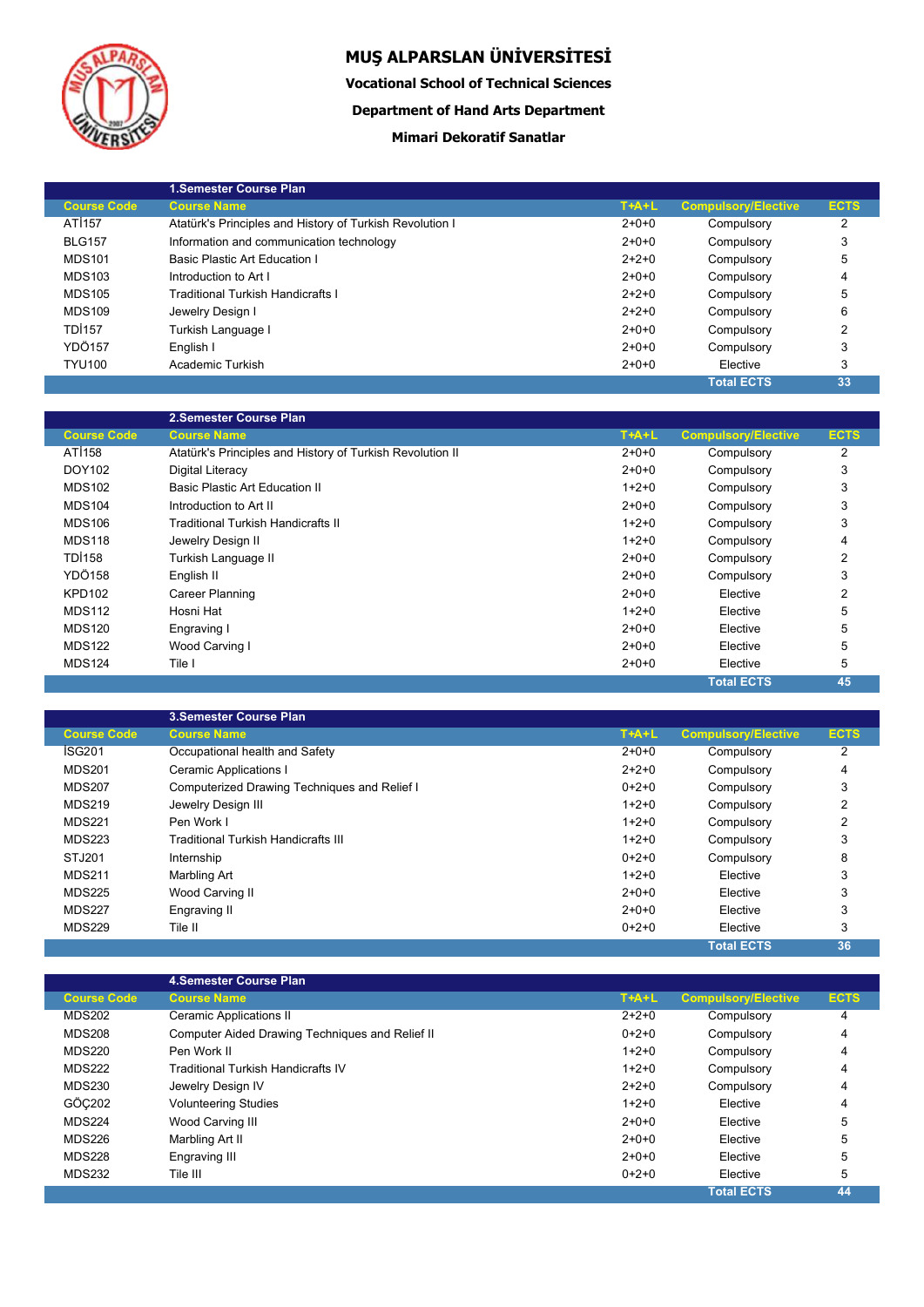# MUŞ ALPARSLAN ÜNİVERSİTESİ

**Vocational School of Technical Sciences**

**Department of Hand Arts Department**

**Mimari Dekoratif Sanatlar**

| | 1.Semester Course Plan | | | |
|---|---|---|---|---|
| Course Code | Course Name | T+A+L | Compulsory/Elective | ECTS |
| ATİ157 | Atatürk's Principles and History of Turkish Revolution I | 2+0+0 | Compulsory | 2 |
| BLG157 | Information and communication technology | 2+0+0 | Compulsory | 3 |
| MDS101 | Basic Plastic Art Education I | 2+2+0 | Compulsory | 5 |
| MDS103 | Introduction to Art I | 2+0+0 | Compulsory | 4 |
| MDS105 | Traditional Turkish Handicrafts I | 2+2+0 | Compulsory | 5 |
| MDS109 | Jewelry Design I | 2+2+0 | Compulsory | 6 |
| TDİ157 | Turkish Language I | 2+0+0 | Compulsory | 2 |
| YDÖ157 | English I | 2+0+0 | Compulsory | 3 |
| TYU100 | Academic Turkish | 2+0+0 | Elective | 3 |
| | | | Total ECTS | 33 |

| | 2.Semester Course Plan | | | |
|---|---|---|---|---|
| Course Code | Course Name | T+A+L | Compulsory/Elective | ECTS |
| ATİ158 | Atatürk's Principles and History of Turkish Revolution II | 2+0+0 | Compulsory | 2 |
| DOY102 | Digital Literacy | 2+0+0 | Compulsory | 3 |
| MDS102 | Basic Plastic Art Education II | 1+2+0 | Compulsory | 3 |
| MDS104 | Introduction to Art II | 2+0+0 | Compulsory | 3 |
| MDS106 | Traditional Turkish Handicrafts II | 1+2+0 | Compulsory | 3 |
| MDS118 | Jewelry Design II | 1+2+0 | Compulsory | 4 |
| TDİ158 | Turkish Language II | 2+0+0 | Compulsory | 2 |
| YDÖ158 | English II | 2+0+0 | Compulsory | 3 |
| KPD102 | Career Planning | 2+0+0 | Elective | 2 |
| MDS112 | Hosni Hat | 1+2+0 | Elective | 5 |
| MDS120 | Engraving I | 2+0+0 | Elective | 5 |
| MDS122 | Wood Carving I | 2+0+0 | Elective | 5 |
| MDS124 | Tile I | 2+0+0 | Elective | 5 |
| | | | Total ECTS | 45 |

| | 3.Semester Course Plan | | | |
|---|---|---|---|---|
| Course Code | Course Name | T+A+L | Compulsory/Elective | ECTS |
| İSG201 | Occupational health and Safety | 2+0+0 | Compulsory | 2 |
| MDS201 | Ceramic Applications I | 2+2+0 | Compulsory | 4 |
| MDS207 | Computerized Drawing Techniques and Relief I | 0+2+0 | Compulsory | 3 |
| MDS219 | Jewelry Design III | 1+2+0 | Compulsory | 2 |
| MDS221 | Pen Work I | 1+2+0 | Compulsory | 2 |
| MDS223 | Traditional Turkish Handicrafts III | 1+2+0 | Compulsory | 3 |
| STJ201 | Internship | 0+2+0 | Compulsory | 8 |
| MDS211 | Marbling Art | 1+2+0 | Elective | 3 |
| MDS225 | Wood Carving II | 2+0+0 | Elective | 3 |
| MDS227 | Engraving II | 2+0+0 | Elective | 3 |
| MDS229 | Tile II | 0+2+0 | Elective | 3 |
| | | | Total ECTS | 36 |

| | 4.Semester Course Plan | | | |
|---|---|---|---|---|
| Course Code | Course Name | T+A+L | Compulsory/Elective | ECTS |
| MDS202 | Ceramic Applications II | 2+2+0 | Compulsory | 4 |
| MDS208 | Computer Aided Drawing Techniques and Relief II | 0+2+0 | Compulsory | 4 |
| MDS220 | Pen Work II | 1+2+0 | Compulsory | 4 |
| MDS222 | Traditional Turkish Handicrafts IV | 1+2+0 | Compulsory | 4 |
| MDS230 | Jewelry Design IV | 2+2+0 | Compulsory | 4 |
| GÖÇ202 | Volunteering Studies | 1+2+0 | Elective | 4 |
| MDS224 | Wood Carving III | 2+0+0 | Elective | 5 |
| MDS226 | Marbling Art II | 2+0+0 | Elective | 5 |
| MDS228 | Engraving III | 2+0+0 | Elective | 5 |
| MDS232 | Tile III | 0+2+0 | Elective | 5 |
| | | | Total ECTS | 44 |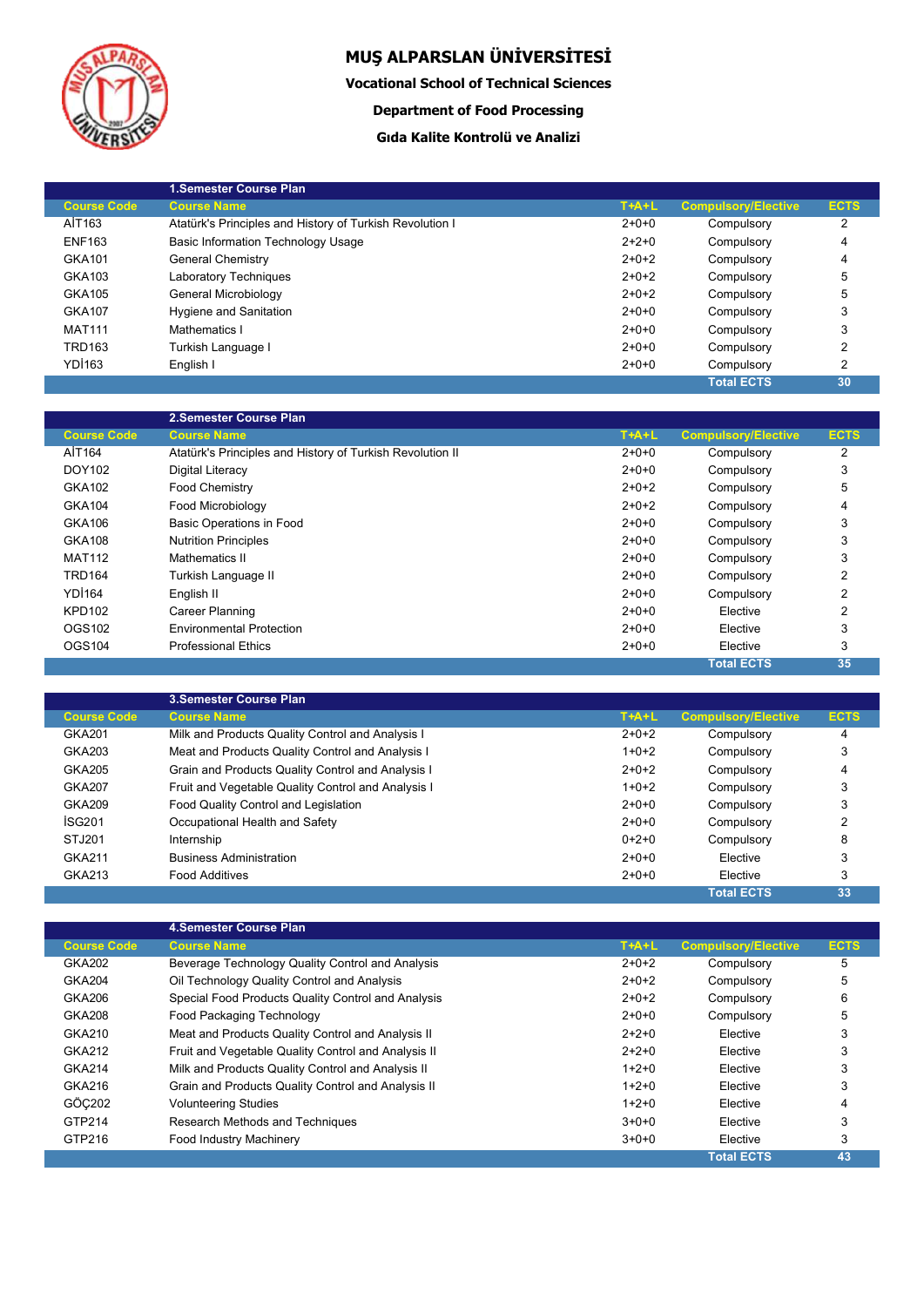# MUŞ ALPARSLAN ÜNİVERSİTESİ

## Vocational School of Technical Sciences

### Department of Food Processing

### Gıda Kalite Kontrolü ve Analizi

| | 1.Semester Course Plan | | | |
|---|---|---|---|---|
| **Course Code** | **Course Name** | **T+A+L** | **Compulsory/Elective** | **ECTS** |
| AİT163 | Atatürk's Principles and History of Turkish Revolution I | 2+0+0 | Compulsory | 2 |
| ENF163 | Basic Information Technology Usage | 2+2+0 | Compulsory | 4 |
| GKA101 | General Chemistry | 2+0+2 | Compulsory | 4 |
| GKA103 | Laboratory Techniques | 2+0+2 | Compulsory | 5 |
| GKA105 | General Microbiology | 2+0+2 | Compulsory | 5 |
| GKA107 | Hygiene and Sanitation | 2+0+0 | Compulsory | 3 |
| MAT111 | Mathematics I | 2+0+0 | Compulsory | 3 |
| TRD163 | Turkish Language I | 2+0+0 | Compulsory | 2 |
| YDİ163 | English I | 2+0+0 | Compulsory | 2 |
| | | | **Total ECTS** | **30** |

| | 2.Semester Course Plan | | | |
|---|---|---|---|---|
| **Course Code** | **Course Name** | **T+A+L** | **Compulsory/Elective** | **ECTS** |
| AİT164 | Atatürk's Principles and History of Turkish Revolution II | 2+0+0 | Compulsory | 2 |
| DOY102 | Digital Literacy | 2+0+0 | Compulsory | 3 |
| GKA102 | Food Chemistry | 2+0+2 | Compulsory | 5 |
| GKA104 | Food Microbiology | 2+0+2 | Compulsory | 4 |
| GKA106 | Basic Operations in Food | 2+0+0 | Compulsory | 3 |
| GKA108 | Nutrition Principles | 2+0+0 | Compulsory | 3 |
| MAT112 | Mathematics II | 2+0+0 | Compulsory | 3 |
| TRD164 | Turkish Language II | 2+0+0 | Compulsory | 2 |
| YDİ164 | English II | 2+0+0 | Compulsory | 2 |
| KPD102 | Career Planning | 2+0+0 | Elective | 2 |
| OGS102 | Environmental Protection | 2+0+0 | Elective | 3 |
| OGS104 | Professional Ethics | 2+0+0 | Elective | 3 |
| | | | **Total ECTS** | **35** |

| | 3.Semester Course Plan | | | |
|---|---|---|---|---|
| **Course Code** | **Course Name** | **T+A+L** | **Compulsory/Elective** | **ECTS** |
| GKA201 | Milk and Products Quality Control and Analysis I | 2+0+2 | Compulsory | 4 |
| GKA203 | Meat and Products Quality Control and Analysis I | 1+0+2 | Compulsory | 3 |
| GKA205 | Grain and Products Quality Control and Analysis I | 2+0+2 | Compulsory | 4 |
| GKA207 | Fruit and Vegetable Quality Control and Analysis I | 1+0+2 | Compulsory | 3 |
| GKA209 | Food Quality Control and Legislation | 2+0+0 | Compulsory | 3 |
| İSG201 | Occupational Health and Safety | 2+0+0 | Compulsory | 2 |
| STJ201 | Internship | 0+2+0 | Compulsory | 8 |
| GKA211 | Business Administration | 2+0+0 | Elective | 3 |
| GKA213 | Food Additives | 2+0+0 | Elective | 3 |
| | | | **Total ECTS** | **33** |

| | 4.Semester Course Plan | | | |
|---|---|---|---|---|
| **Course Code** | **Course Name** | **T+A+L** | **Compulsory/Elective** | **ECTS** |
| GKA202 | Beverage Technology Quality Control and Analysis | 2+0+2 | Compulsory | 5 |
| GKA204 | Oil Technology Quality Control and Analysis | 2+0+2 | Compulsory | 5 |
| GKA206 | Special Food Products Quality Control and Analysis | 2+0+2 | Compulsory | 6 |
| GKA208 | Food Packaging Technology | 2+0+0 | Compulsory | 5 |
| GKA210 | Meat and Products Quality Control and Analysis II | 2+2+0 | Elective | 3 |
| GKA212 | Fruit and Vegetable Quality Control and Analysis II | 2+2+0 | Elective | 3 |
| GKA214 | Milk and Products Quality Control and Analysis II | 1+2+0 | Elective | 3 |
| GKA216 | Grain and Products Quality Control and Analysis II | 1+2+0 | Elective | 3 |
| GÖÇ202 | Volunteering Studies | 1+2+0 | Elective | 4 |
| GTP214 | Research Methods and Techniques | 3+0+0 | Elective | 3 |
| GTP216 | Food Industry Machinery | 3+0+0 | Elective | 3 |
| | | | **Total ECTS** | **43** |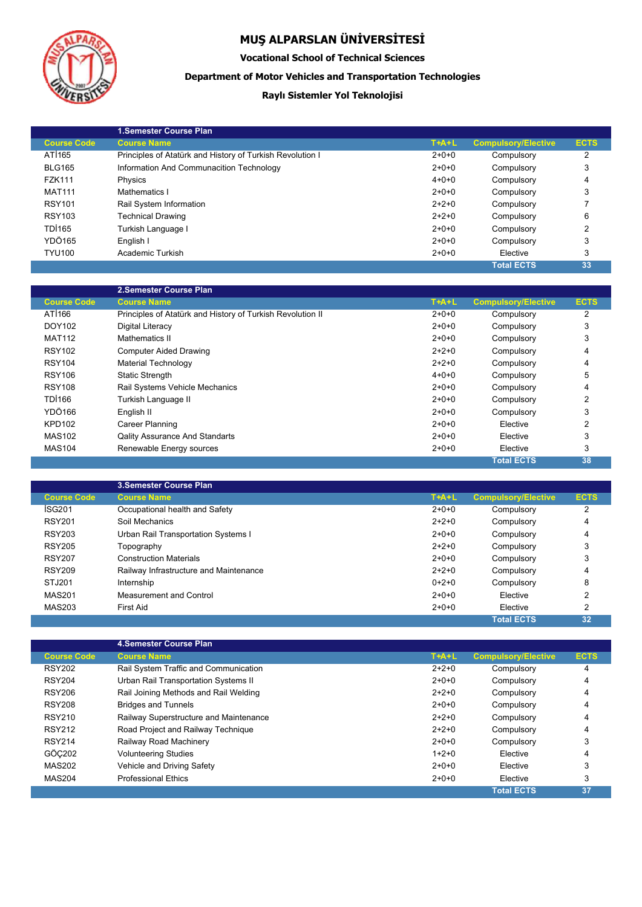# MUŞ ALPARSLAN ÜNİVERSİTESİ

### Vocational School of Technical Sciences

### Department of Motor Vehicles and Transportation Technologies

### Raylı Sistemler Yol Teknolojisi

| | 1.Semester Course Plan | | | |
|---|---|---|---|---|
| **Course Code** | **Course Name** | **T+A+L** | **Compulsory/Elective** | **ECTS** |
| ATİ165 | Principles of Atatürk and History of Turkish Revolution I | 2+0+0 | Compulsory | 2 |
| BLG165 | Information And Communacition Technology | 2+0+0 | Compulsory | 3 |
| FZK111 | Physics | 4+0+0 | Compulsory | 4 |
| MAT111 | Mathematics I | 2+0+0 | Compulsory | 3 |
| RSY101 | Rail System Information | 2+2+0 | Compulsory | 7 |
| RSY103 | Technical Drawing | 2+2+0 | Compulsory | 6 |
| TDİ165 | Turkish Language I | 2+0+0 | Compulsory | 2 |
| YDÖ165 | English I | 2+0+0 | Compulsory | 3 |
| TYU100 | Academic Turkish | 2+0+0 | Elective | 3 |
| | | | **Total ECTS** | **33** |

| | 2.Semester Course Plan | | | |
|---|---|---|---|---|
| **Course Code** | **Course Name** | **T+A+L** | **Compulsory/Elective** | **ECTS** |
| ATİ166 | Principles of Atatürk and History of Turkish Revolution II | 2+0+0 | Compulsory | 2 |
| DOY102 | Digital Literacy | 2+0+0 | Compulsory | 3 |
| MAT112 | Mathematics II | 2+0+0 | Compulsory | 3 |
| RSY102 | Computer Aided Drawing | 2+2+0 | Compulsory | 4 |
| RSY104 | Material Technology | 2+2+0 | Compulsory | 4 |
| RSY106 | Static Strength | 4+0+0 | Compulsory | 5 |
| RSY108 | Rail Systems Vehicle Mechanics | 2+0+0 | Compulsory | 4 |
| TDİ166 | Turkish Language II | 2+0+0 | Compulsory | 2 |
| YDÖ166 | English II | 2+0+0 | Compulsory | 3 |
| KPD102 | Career Planning | 2+0+0 | Elective | 2 |
| MAS102 | Qality Assurance And Standarts | 2+0+0 | Elective | 3 |
| MAS104 | Renewable Energy sources | 2+0+0 | Elective | 3 |
| | | | **Total ECTS** | **38** |

| | 3.Semester Course Plan | | | |
|---|---|---|---|---|
| **Course Code** | **Course Name** | **T+A+L** | **Compulsory/Elective** | **ECTS** |
| İSG201 | Occupational health and Safety | 2+0+0 | Compulsory | 2 |
| RSY201 | Soil Mechanics | 2+2+0 | Compulsory | 4 |
| RSY203 | Urban Rail Transportation Systems I | 2+0+0 | Compulsory | 4 |
| RSY205 | Topography | 2+2+0 | Compulsory | 3 |
| RSY207 | Construction Materials | 2+0+0 | Compulsory | 3 |
| RSY209 | Railway Infrastructure and Maintenance | 2+2+0 | Compulsory | 4 |
| STJ201 | Internship | 0+2+0 | Compulsory | 8 |
| MAS201 | Measurement and Control | 2+0+0 | Elective | 2 |
| MAS203 | First Aid | 2+0+0 | Elective | 2 |
| | | | **Total ECTS** | **32** |

| | 4.Semester Course Plan | | | |
|---|---|---|---|---|
| **Course Code** | **Course Name** | **T+A+L** | **Compulsory/Elective** | **ECTS** |
| RSY202 | Rail System Traffic and Communication | 2+2+0 | Compulsory | 4 |
| RSY204 | Urban Rail Transportation Systems II | 2+0+0 | Compulsory | 4 |
| RSY206 | Rail Joining Methods and Rail Welding | 2+2+0 | Compulsory | 4 |
| RSY208 | Bridges and Tunnels | 2+0+0 | Compulsory | 4 |
| RSY210 | Railway Superstructure and Maintenance | 2+2+0 | Compulsory | 4 |
| RSY212 | Road Project and Railway Technique | 2+2+0 | Compulsory | 4 |
| RSY214 | Railway Road Machinery | 2+0+0 | Compulsory | 3 |
| GÖÇ202 | Volunteering Studies | 1+2+0 | Elective | 4 |
| MAS202 | Vehicle and Driving Safety | 2+0+0 | Elective | 3 |
| MAS204 | Professional Ethics | 2+0+0 | Elective | 3 |
| | | | **Total ECTS** | **37** |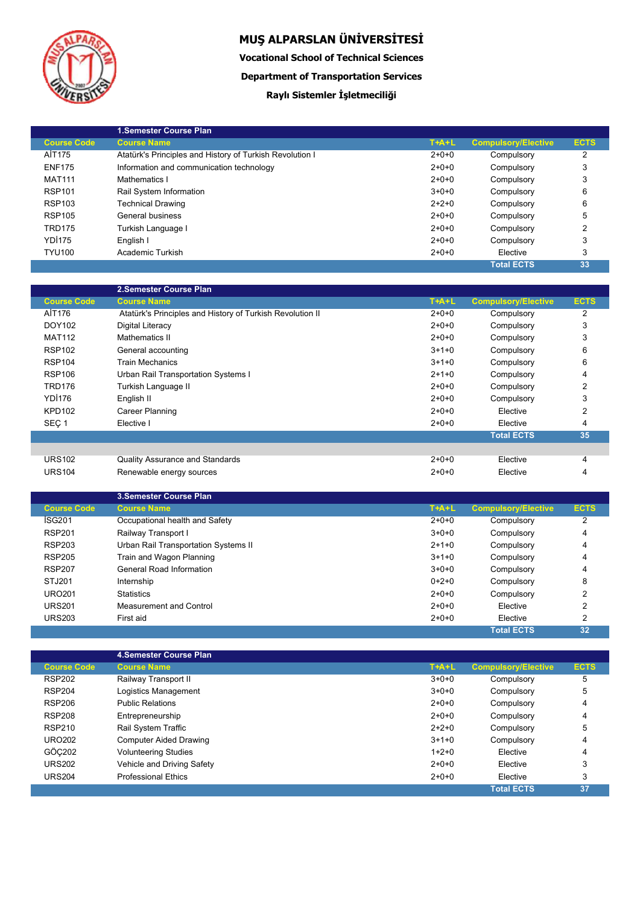# MUŞ ALPARSLAN ÜNİVERSİTESİ

**Vocational School of Technical Sciences**

**Department of Transportation Services**

**Raylı Sistemler İşletmeciliği**

## 1.Semester Course Plan

| Course Code | Course Name | T+A+L | Compulsory/Elective | ECTS |
|---|---|---|---|---|
| AİT175 | Atatürk's Principles and History of Turkish Revolution I | 2+0+0 | Compulsory | 2 |
| ENF175 | Information and communication technology | 2+0+0 | Compulsory | 3 |
| MAT111 | Mathematics I | 2+0+0 | Compulsory | 3 |
| RSP101 | Rail System Information | 3+0+0 | Compulsory | 6 |
| RSP103 | Technical Drawing | 2+2+0 | Compulsory | 6 |
| RSP105 | General business | 2+0+0 | Compulsory | 5 |
| TRD175 | Turkish Language I | 2+0+0 | Compulsory | 2 |
| YDİ175 | English I | 2+0+0 | Compulsory | 3 |
| TYU100 | Academic Turkish | 2+0+0 | Elective | 3 |
| | | | Total ECTS | 33 |

## 2.Semester Course Plan

| Course Code | Course Name | T+A+L | Compulsory/Elective | ECTS |
|---|---|---|---|---|
| AİT176 | Atatürk's Principles and History of Turkish Revolution II | 2+0+0 | Compulsory | 2 |
| DOY102 | Digital Literacy | 2+0+0 | Compulsory | 3 |
| MAT112 | Mathematics II | 2+0+0 | Compulsory | 3 |
| RSP102 | General accounting | 3+1+0 | Compulsory | 6 |
| RSP104 | Train Mechanics | 3+1+0 | Compulsory | 6 |
| RSP106 | Urban Rail Transportation Systems I | 2+1+0 | Compulsory | 4 |
| TRD176 | Turkish Language II | 2+0+0 | Compulsory | 2 |
| YDİ176 | English II | 2+0+0 | Compulsory | 3 |
| KPD102 | Career Planning | 2+0+0 | Elective | 2 |
| SEÇ 1 | Elective I | 2+0+0 | Elective | 4 |
| | | | Total ECTS | 35 |
| | | | | |
| URS102 | Quality Assurance and Standards | 2+0+0 | Elective | 4 |
| URS104 | Renewable energy sources | 2+0+0 | Elective | 4 |

## 3.Semester Course Plan

| Course Code | Course Name | T+A+L | Compulsory/Elective | ECTS |
|---|---|---|---|---|
| İSG201 | Occupational health and Safety | 2+0+0 | Compulsory | 2 |
| RSP201 | Railway Transport I | 3+0+0 | Compulsory | 4 |
| RSP203 | Urban Rail Transportation Systems II | 2+1+0 | Compulsory | 4 |
| RSP205 | Train and Wagon Planning | 3+1+0 | Compulsory | 4 |
| RSP207 | General Road Information | 3+0+0 | Compulsory | 4 |
| STJ201 | Internship | 0+2+0 | Compulsory | 8 |
| URO201 | Statistics | 2+0+0 | Compulsory | 2 |
| URS201 | Measurement and Control | 2+0+0 | Elective | 2 |
| URS203 | First aid | 2+0+0 | Elective | 2 |
| | | | Total ECTS | 32 |

## 4.Semester Course Plan

| Course Code | Course Name | T+A+L | Compulsory/Elective | ECTS |
|---|---|---|---|---|
| RSP202 | Railway Transport II | 3+0+0 | Compulsory | 5 |
| RSP204 | Logistics Management | 3+0+0 | Compulsory | 5 |
| RSP206 | Public Relations | 2+0+0 | Compulsory | 4 |
| RSP208 | Entrepreneurship | 2+0+0 | Compulsory | 4 |
| RSP210 | Rail System Traffic | 2+2+0 | Compulsory | 5 |
| URO202 | Computer Aided Drawing | 3+1+0 | Compulsory | 4 |
| GÖÇ202 | Volunteering Studies | 1+2+0 | Elective | 4 |
| URS202 | Vehicle and Driving Safety | 2+0+0 | Elective | 3 |
| URS204 | Professional Ethics | 2+0+0 | Elective | 3 |
| | | | Total ECTS | 37 |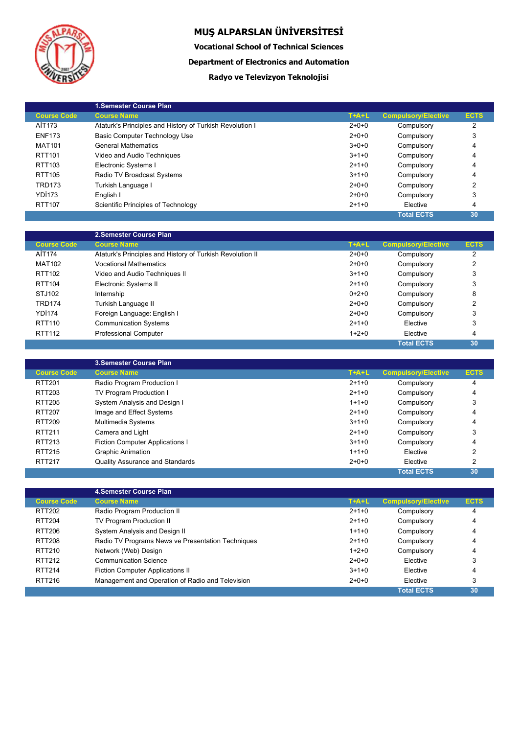# MUŞ ALPARSLAN ÜNİVERSİTESİ

**Vocational School of Technical Sciences**

**Department of Electronics and Automation**

**Radyo ve Televizyon Teknolojisi**

| | 1.Semester Course Plan | | | |
|---|---|---|---|---|
| Course Code | Course Name | T+A+L | Compulsory/Elective | ECTS |
| AİT173 | Ataturk's Principles and History of Turkish Revolution I | 2+0+0 | Compulsory | 2 |
| ENF173 | Basic Computer Technology Use | 2+0+0 | Compulsory | 3 |
| MAT101 | General Mathematics | 3+0+0 | Compulsory | 4 |
| RTT101 | Video and Audio Techniques | 3+1+0 | Compulsory | 4 |
| RTT103 | Electronic Systems I | 2+1+0 | Compulsory | 4 |
| RTT105 | Radio TV Broadcast Systems | 3+1+0 | Compulsory | 4 |
| TRD173 | Turkish Language I | 2+0+0 | Compulsory | 2 |
| YDİ173 | English I | 2+0+0 | Compulsory | 3 |
| RTT107 | Scientific Principles of Technology | 2+1+0 | Elective | 4 |
| | | | Total ECTS | 30 |

| | 2.Semester Course Plan | | | |
|---|---|---|---|---|
| Course Code | Course Name | T+A+L | Compulsory/Elective | ECTS |
| AİT174 | Ataturk's Principles and History of Turkish Revolution II | 2+0+0 | Compulsory | 2 |
| MAT102 | Vocational Mathematics | 2+0+0 | Compulsory | 2 |
| RTT102 | Video and Audio Techniques II | 3+1+0 | Compulsory | 3 |
| RTT104 | Electronic Systems II | 2+1+0 | Compulsory | 3 |
| STJ102 | Internship | 0+2+0 | Compulsory | 8 |
| TRD174 | Turkish Language II | 2+0+0 | Compulsory | 2 |
| YDİ174 | Foreign Language: English I | 2+0+0 | Compulsory | 3 |
| RTT110 | Communication Systems | 2+1+0 | Elective | 3 |
| RTT112 | Professional Computer | 1+2+0 | Elective | 4 |
| | | | Total ECTS | 30 |

| | 3.Semester Course Plan | | | |
|---|---|---|---|---|
| Course Code | Course Name | T+A+L | Compulsory/Elective | ECTS |
| RTT201 | Radio Program Production I | 2+1+0 | Compulsory | 4 |
| RTT203 | TV Program Production I | 2+1+0 | Compulsory | 4 |
| RTT205 | System Analysis and Design I | 1+1+0 | Compulsory | 3 |
| RTT207 | Image and Effect Systems | 2+1+0 | Compulsory | 4 |
| RTT209 | Multimedia Systems | 3+1+0 | Compulsory | 4 |
| RTT211 | Camera and Light | 2+1+0 | Compulsory | 3 |
| RTT213 | Fiction Computer Applications I | 3+1+0 | Compulsory | 4 |
| RTT215 | Graphic Animation | 1+1+0 | Elective | 2 |
| RTT217 | Quality Assurance and Standards | 2+0+0 | Elective | 2 |
| | | | Total ECTS | 30 |

| | 4.Semester Course Plan | | | |
|---|---|---|---|---|
| Course Code | Course Name | T+A+L | Compulsory/Elective | ECTS |
| RTT202 | Radio Program Production II | 2+1+0 | Compulsory | 4 |
| RTT204 | TV Program Production II | 2+1+0 | Compulsory | 4 |
| RTT206 | System Analysis and Design II | 1+1+0 | Compulsory | 4 |
| RTT208 | Radio TV Programs News ve Presentation Techniques | 2+1+0 | Compulsory | 4 |
| RTT210 | Network (Web) Design | 1+2+0 | Compulsory | 4 |
| RTT212 | Communication Science | 2+0+0 | Elective | 3 |
| RTT214 | Fiction Computer Applications II | 3+1+0 | Elective | 4 |
| RTT216 | Management and Operation of Radio and Television | 2+0+0 | Elective | 3 |
| | | | Total ECTS | 30 |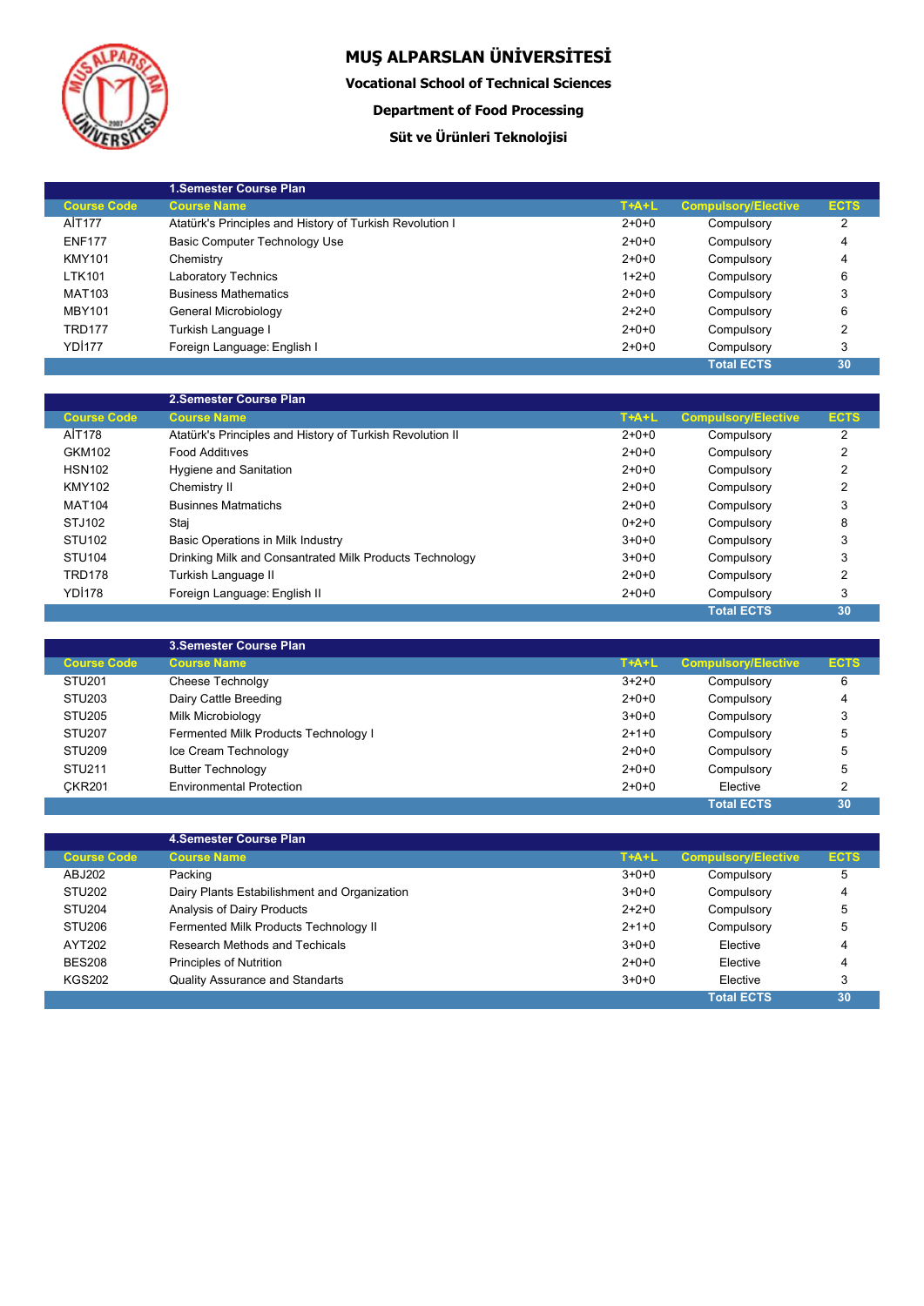# MUŞ ALPARSLAN ÜNİVERSİTESİ

**Vocational School of Technical Sciences**

**Department of Food Processing**

**Süt ve Ürünleri Teknolojisi**

| | 1.Semester Course Plan | | | |
|---|---|---|---|---|
| **Course Code** | **Course Name** | **T+A+L** | **Compulsory/Elective** | **ECTS** |
| AİT177 | Atatürk's Principles and History of Turkish Revolution I | 2+0+0 | Compulsory | 2 |
| ENF177 | Basic Computer Technology Use | 2+0+0 | Compulsory | 4 |
| KMY101 | Chemistry | 2+0+0 | Compulsory | 4 |
| LTK101 | Laboratory Technics | 1+2+0 | Compulsory | 6 |
| MAT103 | Business Mathematics | 2+0+0 | Compulsory | 3 |
| MBY101 | General Microbiology | 2+2+0 | Compulsory | 6 |
| TRD177 | Turkish Language I | 2+0+0 | Compulsory | 2 |
| YDİ177 | Foreign Language: English I | 2+0+0 | Compulsory | 3 |
| | | | **Total ECTS** | **30** |

| | 2.Semester Course Plan | | | |
|---|---|---|---|---|
| **Course Code** | **Course Name** | **T+A+L** | **Compulsory/Elective** | **ECTS** |
| AİT178 | Atatürk's Principles and History of Turkish Revolution II | 2+0+0 | Compulsory | 2 |
| GKM102 | Food Additıves | 2+0+0 | Compulsory | 2 |
| HSN102 | Hygiene and Sanitation | 2+0+0 | Compulsory | 2 |
| KMY102 | Chemistry II | 2+0+0 | Compulsory | 2 |
| MAT104 | Businnes Matmatichs | 2+0+0 | Compulsory | 3 |
| STJ102 | Staj | 0+2+0 | Compulsory | 8 |
| STU102 | Basic Operations in Milk Industry | 3+0+0 | Compulsory | 3 |
| STU104 | Drinking Milk and Consantrated Milk Products Technology | 3+0+0 | Compulsory | 3 |
| TRD178 | Turkish Language II | 2+0+0 | Compulsory | 2 |
| YDİ178 | Foreign Language: English II | 2+0+0 | Compulsory | 3 |
| | | | **Total ECTS** | **30** |

| | 3.Semester Course Plan | | | |
|---|---|---|---|---|
| **Course Code** | **Course Name** | **T+A+L** | **Compulsory/Elective** | **ECTS** |
| STU201 | Cheese Technolgy | 3+2+0 | Compulsory | 6 |
| STU203 | Dairy Cattle Breeding | 2+0+0 | Compulsory | 4 |
| STU205 | Milk Microbiology | 3+0+0 | Compulsory | 3 |
| STU207 | Fermented Milk Products Technology I | 2+1+0 | Compulsory | 5 |
| STU209 | Ice Cream Technology | 2+0+0 | Compulsory | 5 |
| STU211 | Butter Technology | 2+0+0 | Compulsory | 5 |
| ÇKR201 | Environmental Protection | 2+0+0 | Elective | 2 |
| | | | **Total ECTS** | **30** |

| | 4.Semester Course Plan | | | |
|---|---|---|---|---|
| **Course Code** | **Course Name** | **T+A+L** | **Compulsory/Elective** | **ECTS** |
| ABJ202 | Packing | 3+0+0 | Compulsory | 5 |
| STU202 | Dairy Plants Estabilishment and Organization | 3+0+0 | Compulsory | 4 |
| STU204 | Analysis of Dairy Products | 2+2+0 | Compulsory | 5 |
| STU206 | Fermented Milk Products Technology II | 2+1+0 | Compulsory | 5 |
| AYT202 | Research Methods and Techicals | 3+0+0 | Elective | 4 |
| BES208 | Principles of Nutrition | 2+0+0 | Elective | 4 |
| KGS202 | Quality Assurance and Standarts | 3+0+0 | Elective | 3 |
| | | | **Total ECTS** | **30** |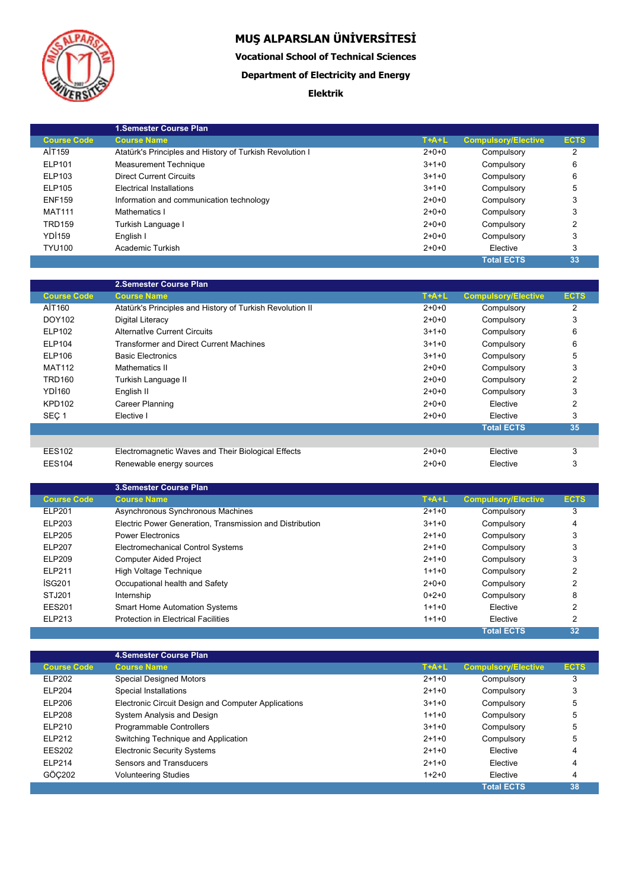# MUŞ ALPARSLAN ÜNİVERSİTESİ

**Vocational School of Technical Sciences**

**Department of Electricity and Energy**

**Elektrik**

**1.Semester Course Plan**

| Course Code | Course Name | T+A+L | Compulsory/Elective | ECTS |
|---|---|---|---|---|
| AİT159 | Atatürk's Principles and History of Turkish Revolution I | 2+0+0 | Compulsory | 2 |
| ELP101 | Measurement Technique | 3+1+0 | Compulsory | 6 |
| ELP103 | Direct Current Circuits | 3+1+0 | Compulsory | 6 |
| ELP105 | Electrical Installations | 3+1+0 | Compulsory | 5 |
| ENF159 | Information and communication technology | 2+0+0 | Compulsory | 3 |
| MAT111 | Mathematics I | 2+0+0 | Compulsory | 3 |
| TRD159 | Turkish Language I | 2+0+0 | Compulsory | 2 |
| YDİ159 | English I | 2+0+0 | Compulsory | 3 |
| TYU100 | Academic Turkish | 2+0+0 | Elective | 3 |
| | | | Total ECTS | 33 |

**2.Semester Course Plan**

| Course Code | Course Name | T+A+L | Compulsory/Elective | ECTS |
|---|---|---|---|---|
| AİT160 | Atatürk's Principles and History of Turkish Revolution II | 2+0+0 | Compulsory | 2 |
| DOY102 | Digital Literacy | 2+0+0 | Compulsory | 3 |
| ELP102 | Alternatİve Current Circuits | 3+1+0 | Compulsory | 6 |
| ELP104 | Transformer and Direct Current Machines | 3+1+0 | Compulsory | 6 |
| ELP106 | Basic Electronics | 3+1+0 | Compulsory | 5 |
| MAT112 | Mathematics II | 2+0+0 | Compulsory | 3 |
| TRD160 | Turkish Language II | 2+0+0 | Compulsory | 2 |
| YDİ160 | English II | 2+0+0 | Compulsory | 3 |
| KPD102 | Career Planning | 2+0+0 | Elective | 2 |
| SEÇ 1 | Elective I | 2+0+0 | Elective | 3 |
| | | | Total ECTS | 35 |
| | | | | |
| EES102 | Electromagnetic Waves and Their Biological Effects | 2+0+0 | Elective | 3 |
| EES104 | Renewable energy sources | 2+0+0 | Elective | 3 |

**3.Semester Course Plan**

| Course Code | Course Name | T+A+L | Compulsory/Elective | ECTS |
|---|---|---|---|---|
| ELP201 | Asynchronous Synchronous Machines | 2+1+0 | Compulsory | 3 |
| ELP203 | Electric Power Generation, Transmission and Distribution | 3+1+0 | Compulsory | 4 |
| ELP205 | Power Electronics | 2+1+0 | Compulsory | 3 |
| ELP207 | Electromechanical Control Systems | 2+1+0 | Compulsory | 3 |
| ELP209 | Computer Aided Project | 2+1+0 | Compulsory | 3 |
| ELP211 | High Voltage Technique | 1+1+0 | Compulsory | 2 |
| İSG201 | Occupational health and Safety | 2+0+0 | Compulsory | 2 |
| STJ201 | Internship | 0+2+0 | Compulsory | 8 |
| EES201 | Smart Home Automation Systems | 1+1+0 | Elective | 2 |
| ELP213 | Protection in Electrical Facilities | 1+1+0 | Elective | 2 |
| | | | Total ECTS | 32 |

**4.Semester Course Plan**

| Course Code | Course Name | T+A+L | Compulsory/Elective | ECTS |
|---|---|---|---|---|
| ELP202 | Special Designed Motors | 2+1+0 | Compulsory | 3 |
| ELP204 | Special Installations | 2+1+0 | Compulsory | 3 |
| ELP206 | Electronic Circuit Design and Computer Applications | 3+1+0 | Compulsory | 5 |
| ELP208 | System Analysis and Design | 1+1+0 | Compulsory | 5 |
| ELP210 | Programmable Controllers | 3+1+0 | Compulsory | 5 |
| ELP212 | Switching Technique and Application | 2+1+0 | Compulsory | 5 |
| EES202 | Electronic Security Systems | 2+1+0 | Elective | 4 |
| ELP214 | Sensors and Transducers | 2+1+0 | Elective | 4 |
| GÖÇ202 | Volunteering Studies | 1+2+0 | Elective | 4 |
| | | | Total ECTS | 38 |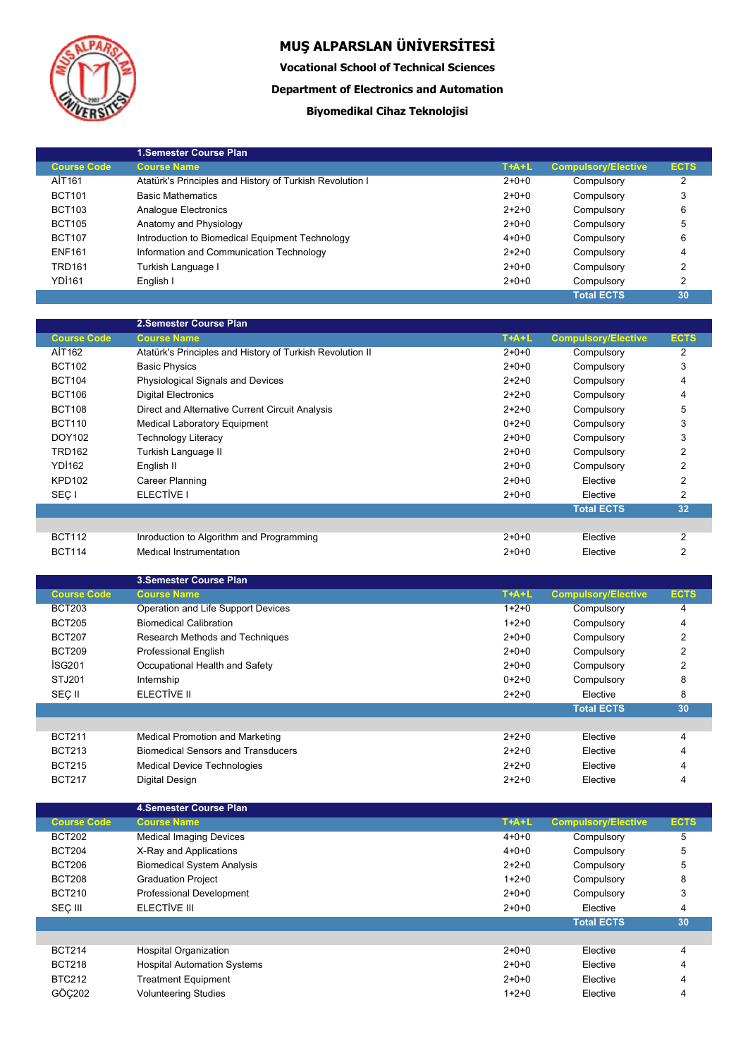# MUŞ ALPARSLAN ÜNİVERSİTESİ

**Vocational School of Technical Sciences**

**Department of Electronics and Automation**

**Biyomedikal Cihaz Teknolojisi**

### 1.Semester Course Plan

| Course Code | Course Name | T+A+L | Compulsory/Elective | ECTS |
|---|---|---|---|---|
| AİT161 | Atatürk's Principles and History of Turkish Revolution I | 2+0+0 | Compulsory | 2 |
| BCT101 | Basic Mathematics | 2+0+0 | Compulsory | 3 |
| BCT103 | Analogue Electronics | 2+2+0 | Compulsory | 6 |
| BCT105 | Anatomy and Physiology | 2+0+0 | Compulsory | 5 |
| BCT107 | Introduction to Biomedical Equipment Technology | 4+0+0 | Compulsory | 6 |
| ENF161 | Information and Communication Technology | 2+2+0 | Compulsory | 4 |
| TRD161 | Turkish Language I | 2+0+0 | Compulsory | 2 |
| YDİ161 | English I | 2+0+0 | Compulsory | 2 |
| | | | Total ECTS | 30 |

### 2.Semester Course Plan

| Course Code | Course Name | T+A+L | Compulsory/Elective | ECTS |
|---|---|---|---|---|
| AİT162 | Atatürk's Principles and History of Turkish Revolution II | 2+0+0 | Compulsory | 2 |
| BCT102 | Basic Physics | 2+0+0 | Compulsory | 3 |
| BCT104 | Physiological Signals and Devices | 2+2+0 | Compulsory | 4 |
| BCT106 | Digital Electronics | 2+2+0 | Compulsory | 4 |
| BCT108 | Direct and Alternative Current Circuit Analysis | 2+2+0 | Compulsory | 5 |
| BCT110 | Medical Laboratory Equipment | 0+2+0 | Compulsory | 3 |
| DOY102 | Technology Literacy | 2+0+0 | Compulsory | 3 |
| TRD162 | Turkish Language II | 2+0+0 | Compulsory | 2 |
| YDİ162 | English II | 2+0+0 | Compulsory | 2 |
| KPD102 | Career Planning | 2+0+0 | Elective | 2 |
| SEÇ I | ELECTİVE I | 2+0+0 | Elective | 2 |
| | | | Total ECTS | 32 |
| | | | | |
| BCT112 | Inroduction to Algorithm and Programming | 2+0+0 | Elective | 2 |
| BCT114 | Medıcal Instrumentatıon | 2+0+0 | Elective | 2 |

### 3.Semester Course Plan

| Course Code | Course Name | T+A+L | Compulsory/Elective | ECTS |
|---|---|---|---|---|
| BCT203 | Operation and Life Support Devices | 1+2+0 | Compulsory | 4 |
| BCT205 | Biomedical Calibration | 1+2+0 | Compulsory | 4 |
| BCT207 | Research Methods and Techniques | 2+0+0 | Compulsory | 2 |
| BCT209 | Professional English | 2+0+0 | Compulsory | 2 |
| İSG201 | Occupational Health and Safety | 2+0+0 | Compulsory | 2 |
| STJ201 | Internship | 0+2+0 | Compulsory | 8 |
| SEÇ II | ELECTİVE II | 2+2+0 | Elective | 8 |
| | | | Total ECTS | 30 |
| | | | | |
| BCT211 | Medical Promotion and Marketing | 2+2+0 | Elective | 4 |
| BCT213 | Biomedical Sensors and Transducers | 2+2+0 | Elective | 4 |
| BCT215 | Medical Device Technologies | 2+2+0 | Elective | 4 |
| BCT217 | Digital Design | 2+2+0 | Elective | 4 |

### 4.Semester Course Plan

| Course Code | Course Name | T+A+L | Compulsory/Elective | ECTS |
|---|---|---|---|---|
| BCT202 | Medical Imaging Devices | 4+0+0 | Compulsory | 5 |
| BCT204 | X-Ray and Applications | 4+0+0 | Compulsory | 5 |
| BCT206 | Biomedical System Analysis | 2+2+0 | Compulsory | 5 |
| BCT208 | Graduation Project | 1+2+0 | Compulsory | 8 |
| BCT210 | Professional Development | 2+0+0 | Compulsory | 3 |
| SEÇ III | ELECTİVE III | 2+0+0 | Elective | 4 |
| | | | Total ECTS | 30 |
| | | | | |
| BCT214 | Hospital Organization | 2+0+0 | Elective | 4 |
| BCT218 | Hospital Automation Systems | 2+0+0 | Elective | 4 |
| BTC212 | Treatment Equipment | 2+0+0 | Elective | 4 |
| GÖÇ202 | Volunteering Studies | 1+2+0 | Elective | 4 |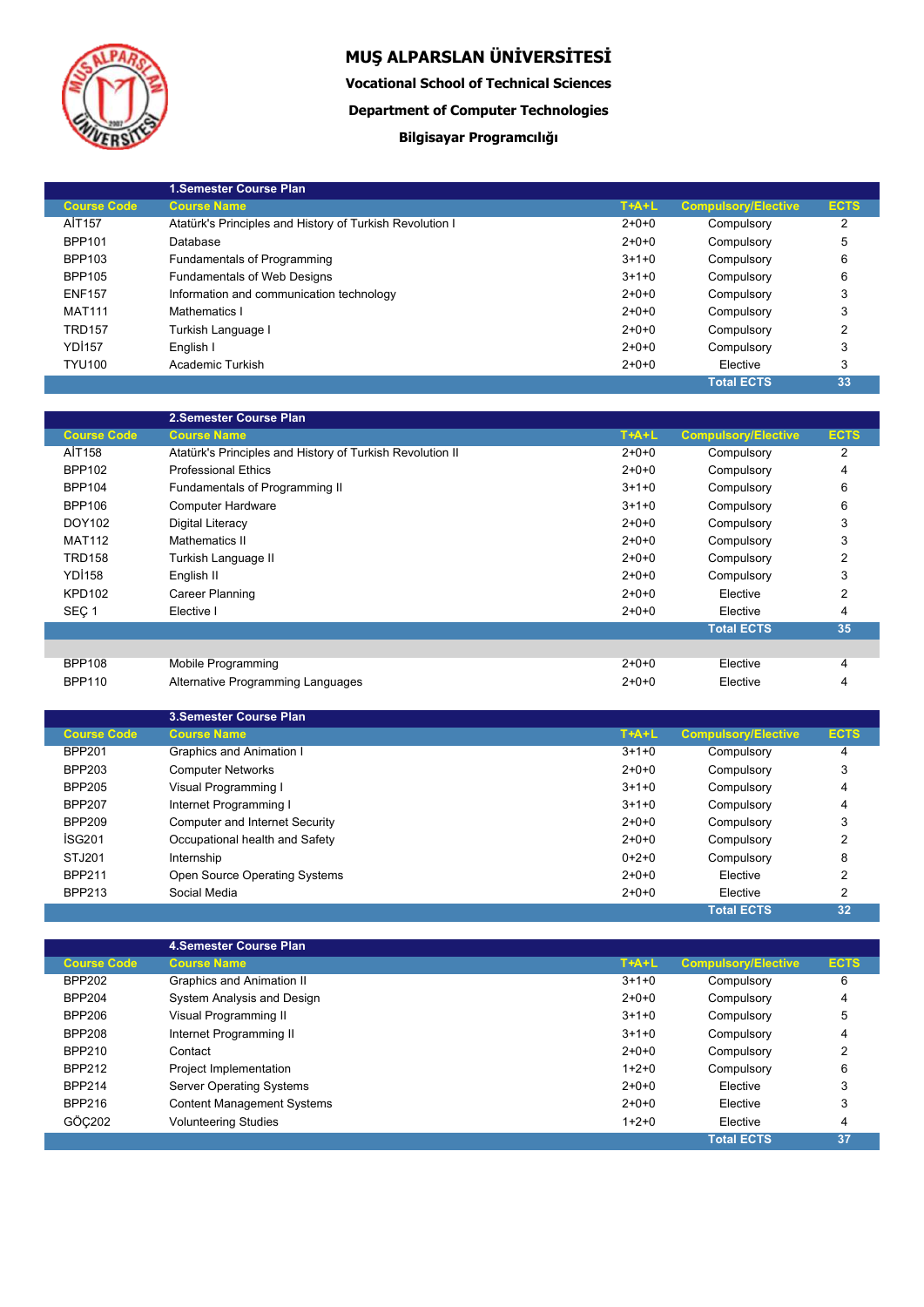# MUŞ ALPARSLAN ÜNİVERSİTESİ

**Vocational School of Technical Sciences**

**Department of Computer Technologies**

**Bilgisayar Programcılığı**

| | 1.Semester Course Plan | | | |
|---|---|---|---|---|
| **Course Code** | **Course Name** | **T+A+L** | **Compulsory/Elective** | **ECTS** |
| AİT157 | Atatürk's Principles and History of Turkish Revolution I | 2+0+0 | Compulsory | 2 |
| BPP101 | Database | 2+0+0 | Compulsory | 5 |
| BPP103 | Fundamentals of Programming | 3+1+0 | Compulsory | 6 |
| BPP105 | Fundamentals of Web Designs | 3+1+0 | Compulsory | 6 |
| ENF157 | Information and communication technology | 2+0+0 | Compulsory | 3 |
| MAT111 | Mathematics I | 2+0+0 | Compulsory | 3 |
| TRD157 | Turkish Language I | 2+0+0 | Compulsory | 2 |
| YDİ157 | English I | 2+0+0 | Compulsory | 3 |
| TYU100 | Academic Turkish | 2+0+0 | Elective | 3 |
| | | | **Total ECTS** | **33** |

| | 2.Semester Course Plan | | | |
|---|---|---|---|---|
| **Course Code** | **Course Name** | **T+A+L** | **Compulsory/Elective** | **ECTS** |
| AİT158 | Atatürk's Principles and History of Turkish Revolution II | 2+0+0 | Compulsory | 2 |
| BPP102 | Professional Ethics | 2+0+0 | Compulsory | 4 |
| BPP104 | Fundamentals of Programming II | 3+1+0 | Compulsory | 6 |
| BPP106 | Computer Hardware | 3+1+0 | Compulsory | 6 |
| DOY102 | Digital Literacy | 2+0+0 | Compulsory | 3 |
| MAT112 | Mathematics II | 2+0+0 | Compulsory | 3 |
| TRD158 | Turkish Language II | 2+0+0 | Compulsory | 2 |
| YDİ158 | English II | 2+0+0 | Compulsory | 3 |
| KPD102 | Career Planning | 2+0+0 | Elective | 2 |
| SEÇ 1 | Elective I | 2+0+0 | Elective | 4 |
| | | | **Total ECTS** | **35** |
| | | | | |
| BPP108 | Mobile Programming | 2+0+0 | Elective | 4 |
| BPP110 | Alternative Programming Languages | 2+0+0 | Elective | 4 |

| | 3.Semester Course Plan | | | |
|---|---|---|---|---|
| **Course Code** | **Course Name** | **T+A+L** | **Compulsory/Elective** | **ECTS** |
| BPP201 | Graphics and Animation I | 3+1+0 | Compulsory | 4 |
| BPP203 | Computer Networks | 2+0+0 | Compulsory | 3 |
| BPP205 | Visual Programming I | 3+1+0 | Compulsory | 4 |
| BPP207 | Internet Programming I | 3+1+0 | Compulsory | 4 |
| BPP209 | Computer and Internet Security | 2+0+0 | Compulsory | 3 |
| İSG201 | Occupational health and Safety | 2+0+0 | Compulsory | 2 |
| STJ201 | Internship | 0+2+0 | Compulsory | 8 |
| BPP211 | Open Source Operating Systems | 2+0+0 | Elective | 2 |
| BPP213 | Social Media | 2+0+0 | Elective | 2 |
| | | | **Total ECTS** | **32** |

| | 4.Semester Course Plan | | | |
|---|---|---|---|---|
| **Course Code** | **Course Name** | **T+A+L** | **Compulsory/Elective** | **ECTS** |
| BPP202 | Graphics and Animation II | 3+1+0 | Compulsory | 6 |
| BPP204 | System Analysis and Design | 2+0+0 | Compulsory | 4 |
| BPP206 | Visual Programming II | 3+1+0 | Compulsory | 5 |
| BPP208 | Internet Programming II | 3+1+0 | Compulsory | 4 |
| BPP210 | Contact | 2+0+0 | Compulsory | 2 |
| BPP212 | Project Implementation | 1+2+0 | Compulsory | 6 |
| BPP214 | Server Operating Systems | 2+0+0 | Elective | 3 |
| BPP216 | Content Management Systems | 2+0+0 | Elective | 3 |
| GÖÇ202 | Volunteering Studies | 1+2+0 | Elective | 4 |
| | | | **Total ECTS** | **37** |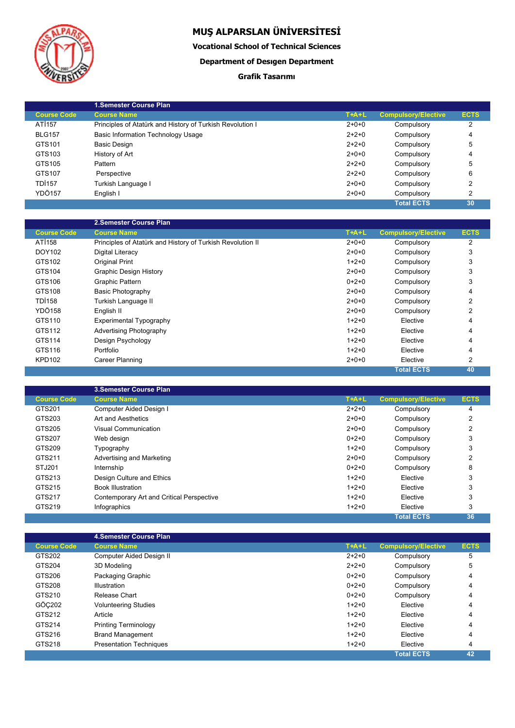# MUŞ ALPARSLAN ÜNİVERSİTESİ

**Vocational School of Technical Sciences**

**Department of Desıgen Department**

**Grafik Tasarımı**

| | 1.Semester Course Plan | | | |
|---|---|---|---|---|
| Course Code | Course Name | T+A+L | Compulsory/Elective | ECTS |
| ATİ157 | Principles of Atatürk and History of Turkish Revolution I | 2+0+0 | Compulsory | 2 |
| BLG157 | Basic Information Technology Usage | 2+2+0 | Compulsory | 4 |
| GTS101 | Basic Design | 2+2+0 | Compulsory | 5 |
| GTS103 | History of Art | 2+0+0 | Compulsory | 4 |
| GTS105 | Pattern | 2+2+0 | Compulsory | 5 |
| GTS107 | Perspective | 2+2+0 | Compulsory | 6 |
| TDİ157 | Turkish Language I | 2+0+0 | Compulsory | 2 |
| YDÖ157 | English I | 2+0+0 | Compulsory | 2 |
| | | | Total ECTS | 30 |

| | 2.Semester Course Plan | | | |
|---|---|---|---|---|
| Course Code | Course Name | T+A+L | Compulsory/Elective | ECTS |
| ATİ158 | Principles of Atatürk and History of Turkish Revolution II | 2+0+0 | Compulsory | 2 |
| DOY102 | Digital Literacy | 2+0+0 | Compulsory | 3 |
| GTS102 | Original Print | 1+2+0 | Compulsory | 3 |
| GTS104 | Graphic Design History | 2+0+0 | Compulsory | 3 |
| GTS106 | Graphic Pattern | 0+2+0 | Compulsory | 3 |
| GTS108 | Basic Photography | 2+0+0 | Compulsory | 4 |
| TDİ158 | Turkish Language II | 2+0+0 | Compulsory | 2 |
| YDÖ158 | English II | 2+0+0 | Compulsory | 2 |
| GTS110 | Experimental Typography | 1+2+0 | Elective | 4 |
| GTS112 | Advertising Photography | 1+2+0 | Elective | 4 |
| GTS114 | Design Psychology | 1+2+0 | Elective | 4 |
| GTS116 | Portfolio | 1+2+0 | Elective | 4 |
| KPD102 | Career Planning | 2+0+0 | Elective | 2 |
| | | | Total ECTS | 40 |

| | 3.Semester Course Plan | | | |
|---|---|---|---|---|
| Course Code | Course Name | T+A+L | Compulsory/Elective | ECTS |
| GTS201 | Computer Aided Design I | 2+2+0 | Compulsory | 4 |
| GTS203 | Art and Aesthetics | 2+0+0 | Compulsory | 2 |
| GTS205 | Visual Communication | 2+0+0 | Compulsory | 2 |
| GTS207 | Web design | 0+2+0 | Compulsory | 3 |
| GTS209 | Typography | 1+2+0 | Compulsory | 3 |
| GTS211 | Advertising and Marketing | 2+0+0 | Compulsory | 2 |
| STJ201 | Internship | 0+2+0 | Compulsory | 8 |
| GTS213 | Design Culture and Ethics | 1+2+0 | Elective | 3 |
| GTS215 | Book Illustration | 1+2+0 | Elective | 3 |
| GTS217 | Contemporary Art and Critical Perspective | 1+2+0 | Elective | 3 |
| GTS219 | Infographics | 1+2+0 | Elective | 3 |
| | | | Total ECTS | 36 |

| | 4.Semester Course Plan | | | |
|---|---|---|---|---|
| Course Code | Course Name | T+A+L | Compulsory/Elective | ECTS |
| GTS202 | Computer Aided Design II | 2+2+0 | Compulsory | 5 |
| GTS204 | 3D Modeling | 2+2+0 | Compulsory | 5 |
| GTS206 | Packaging Graphic | 0+2+0 | Compulsory | 4 |
| GTS208 | Illustration | 0+2+0 | Compulsory | 4 |
| GTS210 | Release Chart | 0+2+0 | Compulsory | 4 |
| GÖÇ202 | Volunteering Studies | 1+2+0 | Elective | 4 |
| GTS212 | Article | 1+2+0 | Elective | 4 |
| GTS214 | Printing Terminology | 1+2+0 | Elective | 4 |
| GTS216 | Brand Management | 1+2+0 | Elective | 4 |
| GTS218 | Presentation Techniques | 1+2+0 | Elective | 4 |
| | | | Total ECTS | 42 |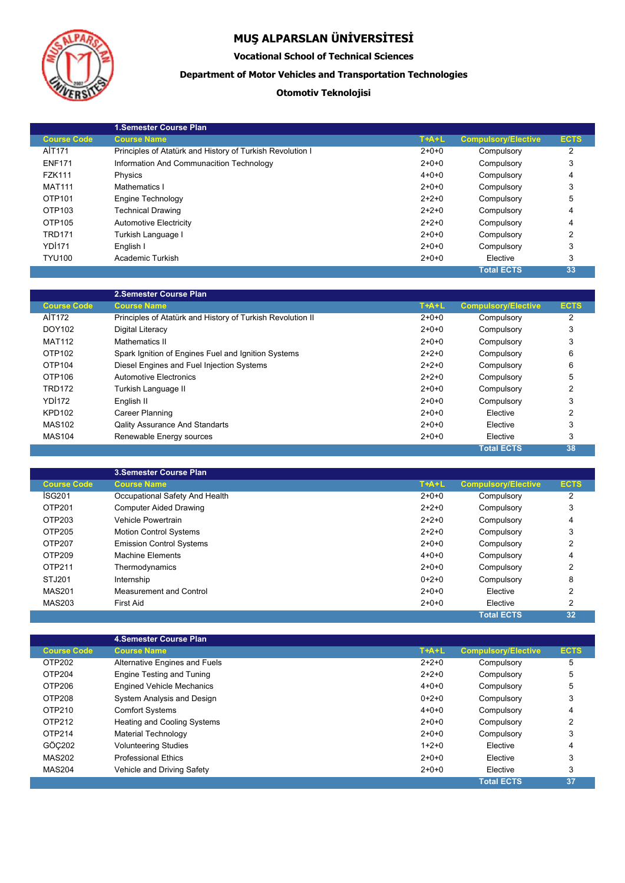# MUŞ ALPARSLAN ÜNİVERSİTESİ

**Vocational School of Technical Sciences**

**Department of Motor Vehicles and Transportation Technologies**

**Otomotiv Teknolojisi**

| | 1.Semester Course Plan | | | |
|---|---|---|---|---|
| Course Code | Course Name | T+A+L | Compulsory/Elective | ECTS |
| AİT171 | Principles of Atatürk and History of Turkish Revolution I | 2+0+0 | Compulsory | 2 |
| ENF171 | Information And Communacition Technology | 2+0+0 | Compulsory | 3 |
| FZK111 | Physics | 4+0+0 | Compulsory | 4 |
| MAT111 | Mathematics I | 2+0+0 | Compulsory | 3 |
| OTP101 | Engine Technology | 2+2+0 | Compulsory | 5 |
| OTP103 | Technical Drawing | 2+2+0 | Compulsory | 4 |
| OTP105 | Automotive Electricity | 2+2+0 | Compulsory | 4 |
| TRD171 | Turkish Language I | 2+0+0 | Compulsory | 2 |
| YDİ171 | English I | 2+0+0 | Compulsory | 3 |
| TYU100 | Academic Turkish | 2+0+0 | Elective | 3 |
| | | | Total ECTS | 33 |

| | 2.Semester Course Plan | | | |
|---|---|---|---|---|
| Course Code | Course Name | T+A+L | Compulsory/Elective | ECTS |
| AİT172 | Principles of Atatürk and History of Turkish Revolution II | 2+0+0 | Compulsory | 2 |
| DOY102 | Digital Literacy | 2+0+0 | Compulsory | 3 |
| MAT112 | Mathematics II | 2+0+0 | Compulsory | 3 |
| OTP102 | Spark Ignition of Engines Fuel and Ignition Systems | 2+2+0 | Compulsory | 6 |
| OTP104 | Diesel Engines and Fuel Injection Systems | 2+2+0 | Compulsory | 6 |
| OTP106 | Automotive Electronics | 2+2+0 | Compulsory | 5 |
| TRD172 | Turkish Language II | 2+0+0 | Compulsory | 2 |
| YDİ172 | English II | 2+0+0 | Compulsory | 3 |
| KPD102 | Career Planning | 2+0+0 | Elective | 2 |
| MAS102 | Qality Assurance And Standarts | 2+0+0 | Elective | 3 |
| MAS104 | Renewable Energy sources | 2+0+0 | Elective | 3 |
| | | | Total ECTS | 38 |

| | 3.Semester Course Plan | | | |
|---|---|---|---|---|
| Course Code | Course Name | T+A+L | Compulsory/Elective | ECTS |
| İSG201 | Occupational Safety And Health | 2+0+0 | Compulsory | 2 |
| OTP201 | Computer Aided Drawing | 2+2+0 | Compulsory | 3 |
| OTP203 | Vehicle Powertrain | 2+2+0 | Compulsory | 4 |
| OTP205 | Motion Control Systems | 2+2+0 | Compulsory | 3 |
| OTP207 | Emission Control Systems | 2+0+0 | Compulsory | 2 |
| OTP209 | Machine Elements | 4+0+0 | Compulsory | 4 |
| OTP211 | Thermodynamics | 2+0+0 | Compulsory | 2 |
| STJ201 | Internship | 0+2+0 | Compulsory | 8 |
| MAS201 | Measurement and Control | 2+0+0 | Elective | 2 |
| MAS203 | First Aid | 2+0+0 | Elective | 2 |
| | | | Total ECTS | 32 |

| | 4.Semester Course Plan | | | |
|---|---|---|---|---|
| Course Code | Course Name | T+A+L | Compulsory/Elective | ECTS |
| OTP202 | Alternative Engines and Fuels | 2+2+0 | Compulsory | 5 |
| OTP204 | Engine Testing and Tuning | 2+2+0 | Compulsory | 5 |
| OTP206 | Engined Vehicle Mechanics | 4+0+0 | Compulsory | 5 |
| OTP208 | System Analysis and Design | 0+2+0 | Compulsory | 3 |
| OTP210 | Comfort Systems | 4+0+0 | Compulsory | 4 |
| OTP212 | Heating and Cooling Systems | 2+0+0 | Compulsory | 2 |
| OTP214 | Material Technology | 2+0+0 | Compulsory | 3 |
| GÖÇ202 | Volunteering Studies | 1+2+0 | Elective | 4 |
| MAS202 | Professional Ethics | 2+0+0 | Elective | 3 |
| MAS204 | Vehicle and Driving Safety | 2+0+0 | Elective | 3 |
| | | | Total ECTS | 37 |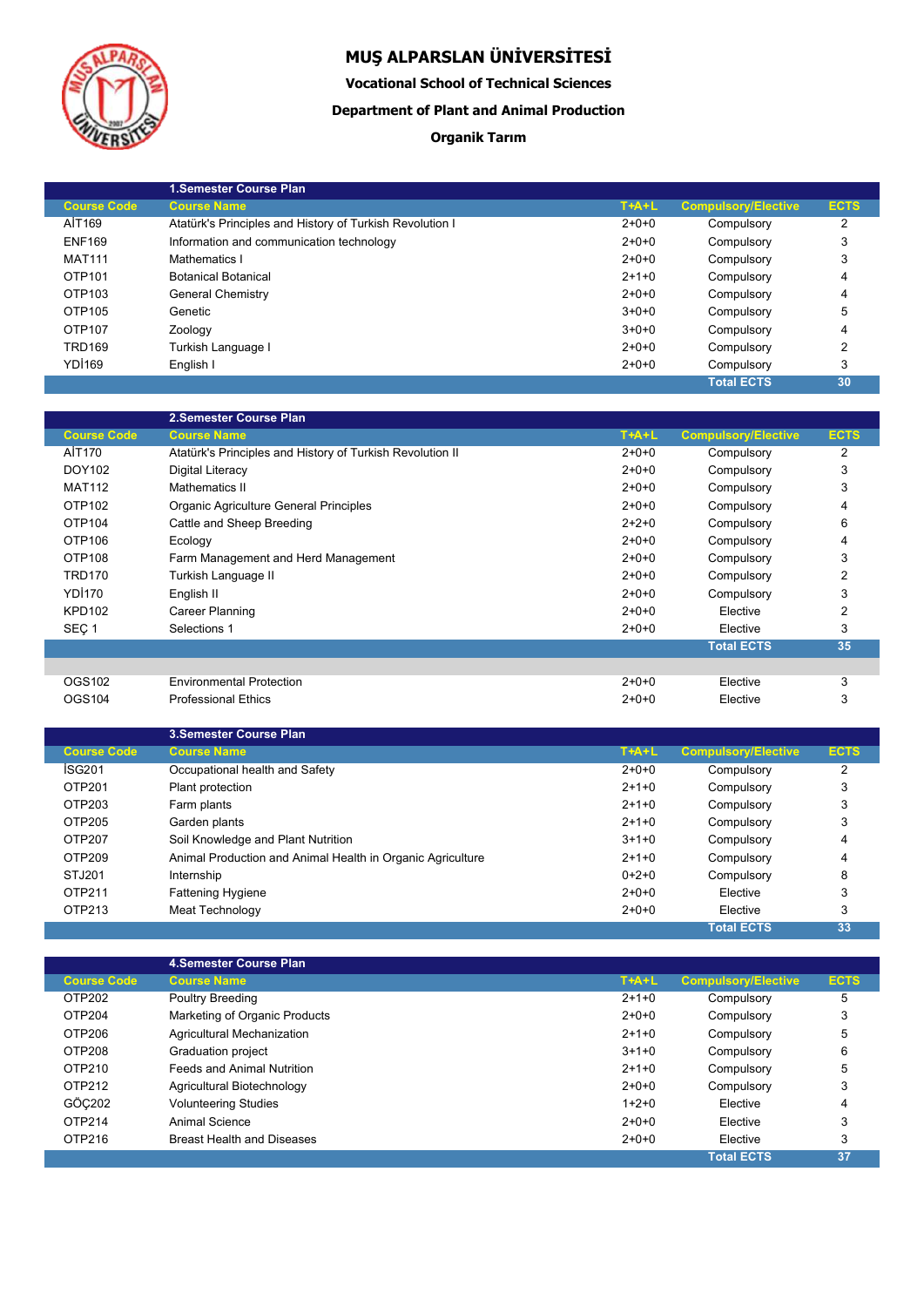# MUŞ ALPARSLAN ÜNİVERSİTESİ

**Vocational School of Technical Sciences**

**Department of Plant and Animal Production**

**Organik Tarım**

| | 1.Semester Course Plan | | | |
|---|---|---|---|---|
| Course Code | Course Name | T+A+L | Compulsory/Elective | ECTS |
| AİT169 | Atatürk's Principles and History of Turkish Revolution I | 2+0+0 | Compulsory | 2 |
| ENF169 | Information and communication technology | 2+0+0 | Compulsory | 3 |
| MAT111 | Mathematics I | 2+0+0 | Compulsory | 3 |
| OTP101 | Botanical Botanical | 2+1+0 | Compulsory | 4 |
| OTP103 | General Chemistry | 2+0+0 | Compulsory | 4 |
| OTP105 | Genetic | 3+0+0 | Compulsory | 5 |
| OTP107 | Zoology | 3+0+0 | Compulsory | 4 |
| TRD169 | Turkish Language I | 2+0+0 | Compulsory | 2 |
| YDİ169 | English I | 2+0+0 | Compulsory | 3 |
| | | | Total ECTS | 30 |

| | 2.Semester Course Plan | | | |
|---|---|---|---|---|
| Course Code | Course Name | T+A+L | Compulsory/Elective | ECTS |
| AİT170 | Atatürk's Principles and History of Turkish Revolution II | 2+0+0 | Compulsory | 2 |
| DOY102 | Digital Literacy | 2+0+0 | Compulsory | 3 |
| MAT112 | Mathematics II | 2+0+0 | Compulsory | 3 |
| OTP102 | Organic Agriculture General Principles | 2+0+0 | Compulsory | 4 |
| OTP104 | Cattle and Sheep Breeding | 2+2+0 | Compulsory | 6 |
| OTP106 | Ecology | 2+0+0 | Compulsory | 4 |
| OTP108 | Farm Management and Herd Management | 2+0+0 | Compulsory | 3 |
| TRD170 | Turkish Language II | 2+0+0 | Compulsory | 2 |
| YDİ170 | English II | 2+0+0 | Compulsory | 3 |
| KPD102 | Career Planning | 2+0+0 | Elective | 2 |
| SEÇ 1 | Selections 1 | 2+0+0 | Elective | 3 |
| | | | Total ECTS | 35 |
| | | | | |
| OGS102 | Environmental Protection | 2+0+0 | Elective | 3 |
| OGS104 | Professional Ethics | 2+0+0 | Elective | 3 |

| | 3.Semester Course Plan | | | |
|---|---|---|---|---|
| Course Code | Course Name | T+A+L | Compulsory/Elective | ECTS |
| İSG201 | Occupational health and Safety | 2+0+0 | Compulsory | 2 |
| OTP201 | Plant protection | 2+1+0 | Compulsory | 3 |
| OTP203 | Farm plants | 2+1+0 | Compulsory | 3 |
| OTP205 | Garden plants | 2+1+0 | Compulsory | 3 |
| OTP207 | Soil Knowledge and Plant Nutrition | 3+1+0 | Compulsory | 4 |
| OTP209 | Animal Production and Animal Health in Organic Agriculture | 2+1+0 | Compulsory | 4 |
| STJ201 | Internship | 0+2+0 | Compulsory | 8 |
| OTP211 | Fattening Hygiene | 2+0+0 | Elective | 3 |
| OTP213 | Meat Technology | 2+0+0 | Elective | 3 |
| | | | Total ECTS | 33 |

| | 4.Semester Course Plan | | | |
|---|---|---|---|---|
| Course Code | Course Name | T+A+L | Compulsory/Elective | ECTS |
| OTP202 | Poultry Breeding | 2+1+0 | Compulsory | 5 |
| OTP204 | Marketing of Organic Products | 2+0+0 | Compulsory | 3 |
| OTP206 | Agricultural Mechanization | 2+1+0 | Compulsory | 5 |
| OTP208 | Graduation project | 3+1+0 | Compulsory | 6 |
| OTP210 | Feeds and Animal Nutrition | 2+1+0 | Compulsory | 5 |
| OTP212 | Agricultural Biotechnology | 2+0+0 | Compulsory | 3 |
| GÖÇ202 | Volunteering Studies | 1+2+0 | Elective | 4 |
| OTP214 | Animal Science | 2+0+0 | Elective | 3 |
| OTP216 | Breast Health and Diseases | 2+0+0 | Elective | 3 |
| | | | Total ECTS | 37 |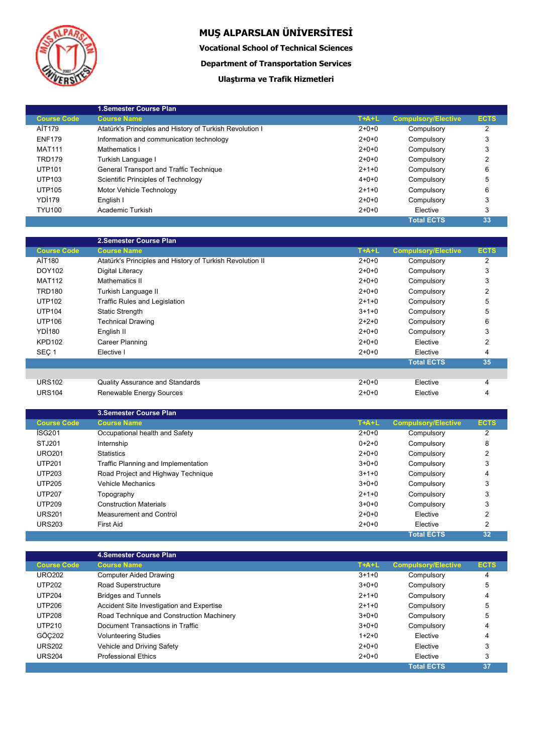# MUŞ ALPARSLAN ÜNİVERSİTESİ

**Vocational School of Technical Sciences**

**Department of Transportation Services**

**Ulaştırma ve Trafik Hizmetleri**

## 1.Semester Course Plan

| Course Code | Course Name | T+A+L | Compulsory/Elective | ECTS |
|---|---|---|---|---|
| AİT179 | Atatürk's Principles and History of Turkish Revolution I | 2+0+0 | Compulsory | 2 |
| ENF179 | Information and communication technology | 2+0+0 | Compulsory | 3 |
| MAT111 | Mathematics I | 2+0+0 | Compulsory | 3 |
| TRD179 | Turkish Language I | 2+0+0 | Compulsory | 2 |
| UTP101 | General Transport and Traffic Technique | 2+1+0 | Compulsory | 6 |
| UTP103 | Scientific Principles of Technology | 4+0+0 | Compulsory | 5 |
| UTP105 | Motor Vehicle Technology | 2+1+0 | Compulsory | 6 |
| YDİ179 | English I | 2+0+0 | Compulsory | 3 |
| TYU100 | Academic Turkish | 2+0+0 | Elective | 3 |
| | | | Total ECTS | 33 |

## 2.Semester Course Plan

| Course Code | Course Name | T+A+L | Compulsory/Elective | ECTS |
|---|---|---|---|---|
| AİT180 | Atatürk's Principles and History of Turkish Revolution II | 2+0+0 | Compulsory | 2 |
| DOY102 | Digital Literacy | 2+0+0 | Compulsory | 3 |
| MAT112 | Mathematics II | 2+0+0 | Compulsory | 3 |
| TRD180 | Turkish Language II | 2+0+0 | Compulsory | 2 |
| UTP102 | Traffic Rules and Legislation | 2+1+0 | Compulsory | 5 |
| UTP104 | Static Strength | 3+1+0 | Compulsory | 5 |
| UTP106 | Technical Drawing | 2+2+0 | Compulsory | 6 |
| YDİ180 | English II | 2+0+0 | Compulsory | 3 |
| KPD102 | Career Planning | 2+0+0 | Elective | 2 |
| SEÇ 1 | Elective I | 2+0+0 | Elective | 4 |
| | | | Total ECTS | 35 |

| Course Code | Course Name | T+A+L | Compulsory/Elective | ECTS |
|---|---|---|---|---|
| URS102 | Quality Assurance and Standards | 2+0+0 | Elective | 4 |
| URS104 | Renewable Energy Sources | 2+0+0 | Elective | 4 |

## 3.Semester Course Plan

| Course Code | Course Name | T+A+L | Compulsory/Elective | ECTS |
|---|---|---|---|---|
| İSG201 | Occupational health and Safety | 2+0+0 | Compulsory | 2 |
| STJ201 | Internship | 0+2+0 | Compulsory | 8 |
| URO201 | Statistics | 2+0+0 | Compulsory | 2 |
| UTP201 | Traffic Planning and Implementation | 3+0+0 | Compulsory | 3 |
| UTP203 | Road Project and Highway Technique | 3+1+0 | Compulsory | 4 |
| UTP205 | Vehicle Mechanics | 3+0+0 | Compulsory | 3 |
| UTP207 | Topography | 2+1+0 | Compulsory | 3 |
| UTP209 | Construction Materials | 3+0+0 | Compulsory | 3 |
| URS201 | Measurement and Control | 2+0+0 | Elective | 2 |
| URS203 | First Aid | 2+0+0 | Elective | 2 |
| | | | Total ECTS | 32 |

## 4.Semester Course Plan

| Course Code | Course Name | T+A+L | Compulsory/Elective | ECTS |
|---|---|---|---|---|
| URO202 | Computer Aided Drawing | 3+1+0 | Compulsory | 4 |
| UTP202 | Road Superstructure | 3+0+0 | Compulsory | 5 |
| UTP204 | Bridges and Tunnels | 2+1+0 | Compulsory | 4 |
| UTP206 | Accident Site Investigation and Expertise | 2+1+0 | Compulsory | 5 |
| UTP208 | Road Technique and Construction Machinery | 3+0+0 | Compulsory | 5 |
| UTP210 | Document Transactions in Traffic | 3+0+0 | Compulsory | 4 |
| GÖÇ202 | Volunteering Studies | 1+2+0 | Elective | 4 |
| URS202 | Vehicle and Driving Safety | 2+0+0 | Elective | 3 |
| URS204 | Professional Ethics | 2+0+0 | Elective | 3 |
| | | | Total ECTS | 37 |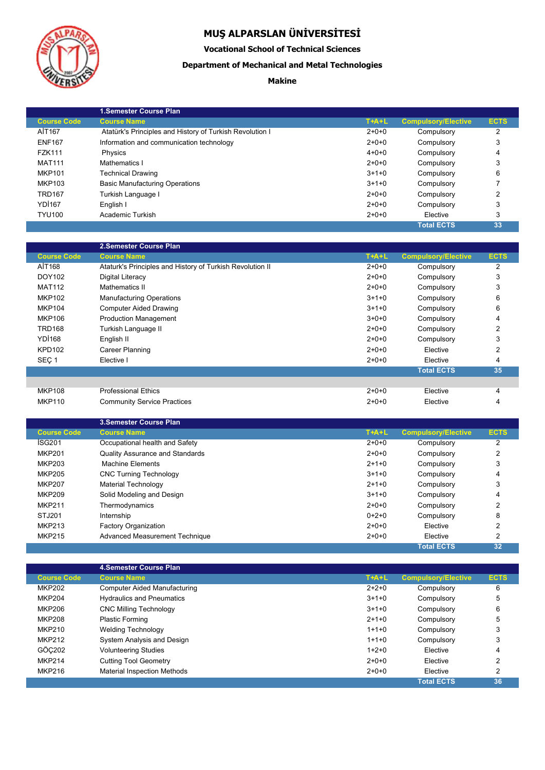# MUŞ ALPARSLAN ÜNİVERSİTESİ

### Vocational School of Technical Sciences

### Department of Mechanical and Metal Technologies

### Makine

**1.Semester Course Plan**

| Course Code | Course Name | T+A+L | Compulsory/Elective | ECTS |
|---|---|---|---|---|
| AİT167 | Atatürk's Principles and History of Turkish Revolution I | 2+0+0 | Compulsory | 2 |
| ENF167 | Information and communication technology | 2+0+0 | Compulsory | 3 |
| FZK111 | Physics | 4+0+0 | Compulsory | 4 |
| MAT111 | Mathematics I | 2+0+0 | Compulsory | 3 |
| MKP101 | Technical Drawing | 3+1+0 | Compulsory | 6 |
| MKP103 | Basic Manufacturing Operations | 3+1+0 | Compulsory | 7 |
| TRD167 | Turkish Language I | 2+0+0 | Compulsory | 2 |
| YDİ167 | English I | 2+0+0 | Compulsory | 3 |
| TYU100 | Academic Turkish | 2+0+0 | Elective | 3 |
| | | | Total ECTS | 33 |

**2.Semester Course Plan**

| Course Code | Course Name | T+A+L | Compulsory/Elective | ECTS |
|---|---|---|---|---|
| AİT168 | Ataturk's Principles and History of Turkish Revolution II | 2+0+0 | Compulsory | 2 |
| DOY102 | Digital Literacy | 2+0+0 | Compulsory | 3 |
| MAT112 | Mathematics II | 2+0+0 | Compulsory | 3 |
| MKP102 | Manufacturing Operations | 3+1+0 | Compulsory | 6 |
| MKP104 | Computer Aided Drawing | 3+1+0 | Compulsory | 6 |
| MKP106 | Production Management | 3+0+0 | Compulsory | 4 |
| TRD168 | Turkish Language II | 2+0+0 | Compulsory | 2 |
| YDİ168 | English II | 2+0+0 | Compulsory | 3 |
| KPD102 | Career Planning | 2+0+0 | Elective | 2 |
| SEÇ 1 | Elective I | 2+0+0 | Elective | 4 |
| | | | Total ECTS | 35 |
| | | | | |
| MKP108 | Professional Ethics | 2+0+0 | Elective | 4 |
| MKP110 | Community Service Practices | 2+0+0 | Elective | 4 |

**3.Semester Course Plan**

| Course Code | Course Name | T+A+L | Compulsory/Elective | ECTS |
|---|---|---|---|---|
| İSG201 | Occupational health and Safety | 2+0+0 | Compulsory | 2 |
| MKP201 | Quality Assurance and Standards | 2+0+0 | Compulsory | 2 |
| MKP203 | Machine Elements | 2+1+0 | Compulsory | 3 |
| MKP205 | CNC Turning Technology | 3+1+0 | Compulsory | 4 |
| MKP207 | Material Technology | 2+1+0 | Compulsory | 3 |
| MKP209 | Solid Modeling and Design | 3+1+0 | Compulsory | 4 |
| MKP211 | Thermodynamics | 2+0+0 | Compulsory | 2 |
| STJ201 | Internship | 0+2+0 | Compulsory | 8 |
| MKP213 | Factory Organization | 2+0+0 | Elective | 2 |
| MKP215 | Advanced Measurement Technique | 2+0+0 | Elective | 2 |
| | | | Total ECTS | 32 |

**4.Semester Course Plan**

| Course Code | Course Name | T+A+L | Compulsory/Elective | ECTS |
|---|---|---|---|---|
| MKP202 | Computer Aided Manufacturing | 2+2+0 | Compulsory | 6 |
| MKP204 | Hydraulics and Pneumatics | 3+1+0 | Compulsory | 5 |
| MKP206 | CNC Milling Technology | 3+1+0 | Compulsory | 6 |
| MKP208 | Plastic Forming | 2+1+0 | Compulsory | 5 |
| MKP210 | Welding Technology | 1+1+0 | Compulsory | 3 |
| MKP212 | System Analysis and Design | 1+1+0 | Compulsory | 3 |
| GÖÇ202 | Volunteering Studies | 1+2+0 | Elective | 4 |
| MKP214 | Cutting Tool Geometry | 2+0+0 | Elective | 2 |
| MKP216 | Material Inspection Methods | 2+0+0 | Elective | 2 |
| | | | Total ECTS | 36 |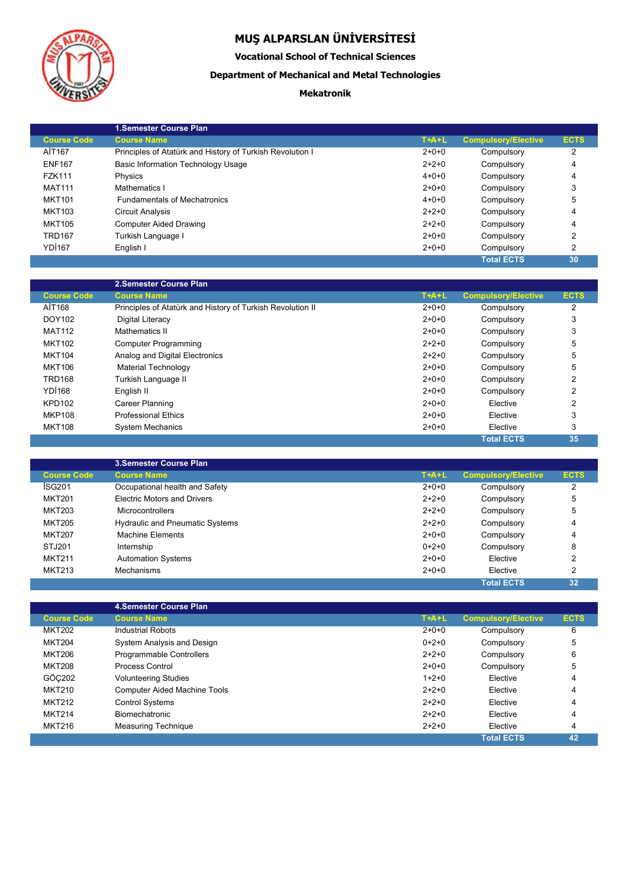# MUŞ ALPARSLAN ÜNİVERSİTESİ

**Vocational School of Technical Sciences**

**Department of Mechanical and Metal Technologies**

**Mekatronik**

| | 1.Semester Course Plan | | | |
|---|---|---|---|---|
| **Course Code** | **Course Name** | **T+A+L** | **Compulsory/Elective** | **ECTS** |
| AİT167 | Principles of Atatürk and History of Turkish Revolution I | 2+0+0 | Compulsory | 2 |
| ENF167 | Basic Information Technology Usage | 2+2+0 | Compulsory | 4 |
| FZK111 | Physics | 4+0+0 | Compulsory | 4 |
| MAT111 | Mathematics I | 2+0+0 | Compulsory | 3 |
| MKT101 | Fundamentals of Mechatronics | 4+0+0 | Compulsory | 5 |
| MKT103 | Circuit Analysis | 2+2+0 | Compulsory | 4 |
| MKT105 | Computer Aided Drawing | 2+2+0 | Compulsory | 4 |
| TRD167 | Turkish Language I | 2+0+0 | Compulsory | 2 |
| YDİ167 | English I | 2+0+0 | Compulsory | 2 |
| | | | **Total ECTS** | **30** |

| | 2.Semester Course Plan | | | |
|---|---|---|---|---|
| **Course Code** | **Course Name** | **T+A+L** | **Compulsory/Elective** | **ECTS** |
| AİT168 | Principles of Atatürk and History of Turkish Revolution II | 2+0+0 | Compulsory | 2 |
| DOY102 | Digital Literacy | 2+0+0 | Compulsory | 3 |
| MAT112 | Mathematics II | 2+0+0 | Compulsory | 3 |
| MKT102 | Computer Programming | 2+2+0 | Compulsory | 5 |
| MKT104 | Analog and Digital Electronics | 2+2+0 | Compulsory | 5 |
| MKT106 | Material Technology | 2+0+0 | Compulsory | 5 |
| TRD168 | Turkish Language II | 2+0+0 | Compulsory | 2 |
| YDİ168 | English II | 2+0+0 | Compulsory | 2 |
| KPD102 | Career Planning | 2+0+0 | Elective | 2 |
| MKP108 | Professional Ethics | 2+0+0 | Elective | 3 |
| MKT108 | System Mechanics | 2+0+0 | Elective | 3 |
| | | | **Total ECTS** | **35** |

| | 3.Semester Course Plan | | | |
|---|---|---|---|---|
| **Course Code** | **Course Name** | **T+A+L** | **Compulsory/Elective** | **ECTS** |
| İSG201 | Occupational health and Safety | 2+0+0 | Compulsory | 2 |
| MKT201 | Electric Motors and Drivers | 2+2+0 | Compulsory | 5 |
| MKT203 | Microcontrollers | 2+2+0 | Compulsory | 5 |
| MKT205 | Hydraulic and Pneumatic Systems | 2+2+0 | Compulsory | 4 |
| MKT207 | Machine Elements | 2+0+0 | Compulsory | 4 |
| STJ201 | Internship | 0+2+0 | Compulsory | 8 |
| MKT211 | Automation Systems | 2+0+0 | Elective | 2 |
| MKT213 | Mechanisms | 2+0+0 | Elective | 2 |
| | | | **Total ECTS** | **32** |

| | 4.Semester Course Plan | | | |
|---|---|---|---|---|
| **Course Code** | **Course Name** | **T+A+L** | **Compulsory/Elective** | **ECTS** |
| MKT202 | Industrial Robots | 2+0+0 | Compulsory | 6 |
| MKT204 | System Analysis and Design | 0+2+0 | Compulsory | 5 |
| MKT206 | Programmable Controllers | 2+2+0 | Compulsory | 6 |
| MKT208 | Process Control | 2+0+0 | Compulsory | 5 |
| GÖÇ202 | Volunteering Studies | 1+2+0 | Elective | 4 |
| MKT210 | Computer Aided Machine Tools | 2+2+0 | Elective | 4 |
| MKT212 | Control Systems | 2+2+0 | Elective | 4 |
| MKT214 | Biomechatronic | 2+2+0 | Elective | 4 |
| MKT216 | Measuring Technique | 2+2+0 | Elective | 4 |
| | | | **Total ECTS** | **42** |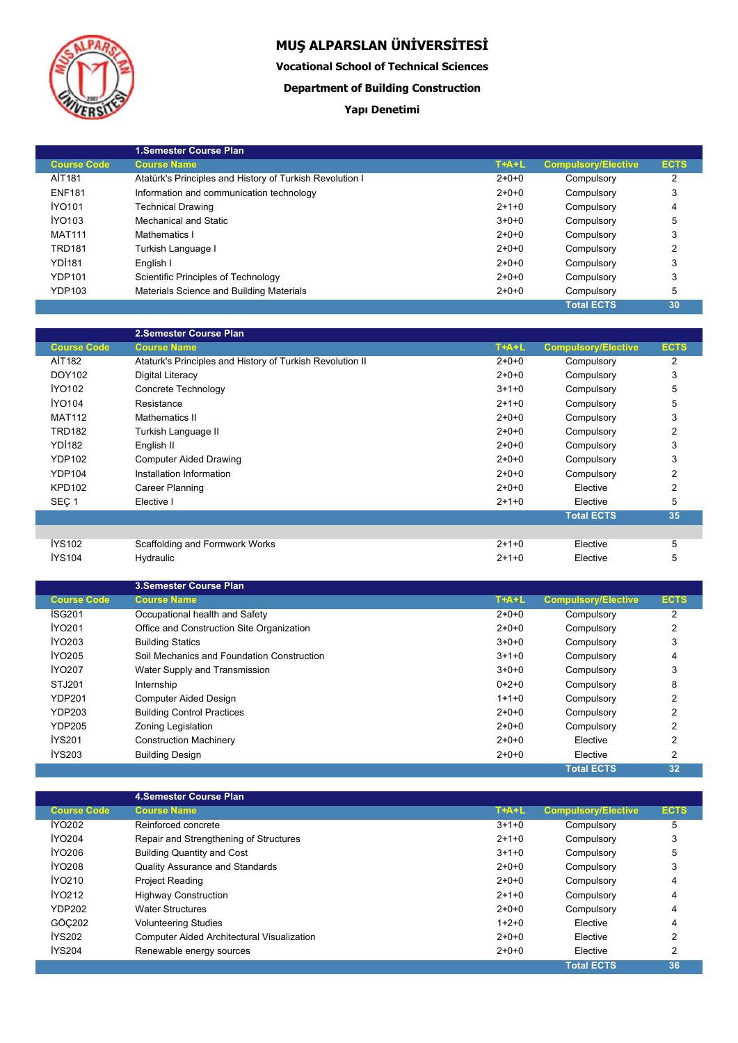# MUŞ ALPARSLAN ÜNİVERSİTESİ

**Vocational School of Technical Sciences**

**Department of Building Construction**

**Yapı Denetimi**

**1.Semester Course Plan**

| Course Code | Course Name | T+A+L | Compulsory/Elective | ECTS |
|---|---|---|---|---|
| AİT181 | Atatürk's Principles and History of Turkish Revolution I | 2+0+0 | Compulsory | 2 |
| ENF181 | Information and communication technology | 2+0+0 | Compulsory | 3 |
| İYO101 | Technical Drawing | 2+1+0 | Compulsory | 4 |
| İYO103 | Mechanical and Static | 3+0+0 | Compulsory | 5 |
| MAT111 | Mathematics I | 2+0+0 | Compulsory | 3 |
| TRD181 | Turkish Language I | 2+0+0 | Compulsory | 2 |
| YDİ181 | English I | 2+0+0 | Compulsory | 3 |
| YDP101 | Scientific Principles of Technology | 2+0+0 | Compulsory | 3 |
| YDP103 | Materials Science and Building Materials | 2+0+0 | Compulsory | 5 |
| | | | Total ECTS | 30 |

**2.Semester Course Plan**

| Course Code | Course Name | T+A+L | Compulsory/Elective | ECTS |
|---|---|---|---|---|
| AİT182 | Ataturk's Principles and History of Turkish Revolution II | 2+0+0 | Compulsory | 2 |
| DOY102 | Digital Literacy | 2+0+0 | Compulsory | 3 |
| İYO102 | Concrete Technology | 3+1+0 | Compulsory | 5 |
| İYO104 | Resistance | 2+1+0 | Compulsory | 5 |
| MAT112 | Mathematics II | 2+0+0 | Compulsory | 3 |
| TRD182 | Turkish Language II | 2+0+0 | Compulsory | 2 |
| YDİ182 | English II | 2+0+0 | Compulsory | 3 |
| YDP102 | Computer Aided Drawing | 2+0+0 | Compulsory | 3 |
| YDP104 | Installation Information | 2+0+0 | Compulsory | 2 |
| KPD102 | Career Planning | 2+0+0 | Elective | 2 |
| SEÇ 1 | Elective I | 2+1+0 | Elective | 5 |
| | | | Total ECTS | 35 |
| | | | | |
| İYS102 | Scaffolding and Formwork Works | 2+1+0 | Elective | 5 |
| İYS104 | Hydraulic | 2+1+0 | Elective | 5 |

**3.Semester Course Plan**

| Course Code | Course Name | T+A+L | Compulsory/Elective | ECTS |
|---|---|---|---|---|
| İSG201 | Occupational health and Safety | 2+0+0 | Compulsory | 2 |
| İYO201 | Office and Construction Site Organization | 2+0+0 | Compulsory | 2 |
| İYO203 | Building Statics | 3+0+0 | Compulsory | 3 |
| İYO205 | Soil Mechanics and Foundation Construction | 3+1+0 | Compulsory | 4 |
| İYO207 | Water Supply and Transmission | 3+0+0 | Compulsory | 3 |
| STJ201 | Internship | 0+2+0 | Compulsory | 8 |
| YDP201 | Computer Aided Design | 1+1+0 | Compulsory | 2 |
| YDP203 | Building Control Practices | 2+0+0 | Compulsory | 2 |
| YDP205 | Zoning Legislation | 2+0+0 | Compulsory | 2 |
| İYS201 | Construction Machinery | 2+0+0 | Elective | 2 |
| İYS203 | Building Design | 2+0+0 | Elective | 2 |
| | | | Total ECTS | 32 |

**4.Semester Course Plan**

| Course Code | Course Name | T+A+L | Compulsory/Elective | ECTS |
|---|---|---|---|---|
| İYO202 | Reinforced concrete | 3+1+0 | Compulsory | 5 |
| İYO204 | Repair and Strengthening of Structures | 2+1+0 | Compulsory | 3 |
| İYO206 | Building Quantity and Cost | 3+1+0 | Compulsory | 5 |
| İYO208 | Quality Assurance and Standards | 2+0+0 | Compulsory | 3 |
| İYO210 | Project Reading | 2+0+0 | Compulsory | 4 |
| İYO212 | Highway Construction | 2+1+0 | Compulsory | 4 |
| YDP202 | Water Structures | 2+0+0 | Compulsory | 4 |
| GÖÇ202 | Volunteering Studies | 1+2+0 | Elective | 4 |
| İYS202 | Computer Aided Architectural Visualization | 2+0+0 | Elective | 2 |
| İYS204 | Renewable energy sources | 2+0+0 | Elective | 2 |
| | | | Total ECTS | 36 |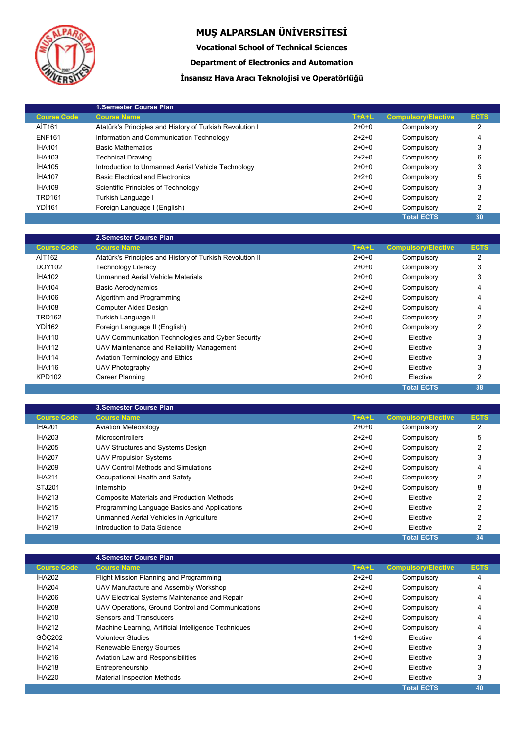# MUŞ ALPARSLAN ÜNİVERSİTESİ

**Vocational School of Technical Sciences**

**Department of Electronics and Automation**

**İnsansız Hava Aracı Teknolojisi ve Operatörlüğü**

## 1.Semester Course Plan

| Course Code | Course Name | T+A+L | Compulsory/Elective | ECTS |
|---|---|---|---|---|
| AİT161 | Atatürk's Principles and History of Turkish Revolution I | 2+0+0 | Compulsory | 2 |
| ENF161 | Information and Communication Technology | 2+2+0 | Compulsory | 4 |
| İHA101 | Basic Mathematics | 2+0+0 | Compulsory | 3 |
| İHA103 | Technical Drawing | 2+2+0 | Compulsory | 6 |
| İHA105 | Introduction to Unmanned Aerial Vehicle Technology | 2+0+0 | Compulsory | 3 |
| İHA107 | Basic Electrical and Electronics | 2+2+0 | Compulsory | 5 |
| İHA109 | Scientific Principles of Technology | 2+0+0 | Compulsory | 3 |
| TRD161 | Turkish Language I | 2+0+0 | Compulsory | 2 |
| YDİ161 | Foreign Language I (English) | 2+0+0 | Compulsory | 2 |
| | | | Total ECTS | 30 |

## 2.Semester Course Plan

| Course Code | Course Name | T+A+L | Compulsory/Elective | ECTS |
|---|---|---|---|---|
| AİT162 | Atatürk's Principles and History of Turkish Revolution II | 2+0+0 | Compulsory | 2 |
| DOY102 | Technology Literacy | 2+0+0 | Compulsory | 3 |
| İHA102 | Unmanned Aerial Vehicle Materials | 2+0+0 | Compulsory | 3 |
| İHA104 | Basic Aerodynamics | 2+0+0 | Compulsory | 4 |
| İHA106 | Algorithm and Programming | 2+2+0 | Compulsory | 4 |
| İHA108 | Computer Aided Design | 2+2+0 | Compulsory | 4 |
| TRD162 | Turkish Language II | 2+0+0 | Compulsory | 2 |
| YDİ162 | Foreign Language II (English) | 2+0+0 | Compulsory | 2 |
| İHA110 | UAV Communication Technologies and Cyber Security | 2+0+0 | Elective | 3 |
| İHA112 | UAV Maintenance and Reliability Management | 2+0+0 | Elective | 3 |
| İHA114 | Aviation Terminology and Ethics | 2+0+0 | Elective | 3 |
| İHA116 | UAV Photography | 2+0+0 | Elective | 3 |
| KPD102 | Career Planning | 2+0+0 | Elective | 2 |
| | | | Total ECTS | 38 |

## 3.Semester Course Plan

| Course Code | Course Name | T+A+L | Compulsory/Elective | ECTS |
|---|---|---|---|---|
| İHA201 | Aviation Meteorology | 2+0+0 | Compulsory | 2 |
| İHA203 | Microcontrollers | 2+2+0 | Compulsory | 5 |
| İHA205 | UAV Structures and Systems Design | 2+0+0 | Compulsory | 2 |
| İHA207 | UAV Propulsion Systems | 2+0+0 | Compulsory | 3 |
| İHA209 | UAV Control Methods and Simulations | 2+2+0 | Compulsory | 4 |
| İHA211 | Occupational Health and Safety | 2+0+0 | Compulsory | 2 |
| STJ201 | Internship | 0+2+0 | Compulsory | 8 |
| İHA213 | Composite Materials and Production Methods | 2+0+0 | Elective | 2 |
| İHA215 | Programming Language Basics and Applications | 2+0+0 | Elective | 2 |
| İHA217 | Unmanned Aerial Vehicles in Agriculture | 2+0+0 | Elective | 2 |
| İHA219 | Introduction to Data Science | 2+0+0 | Elective | 2 |
| | | | Total ECTS | 34 |

## 4.Semester Course Plan

| Course Code | Course Name | T+A+L | Compulsory/Elective | ECTS |
|---|---|---|---|---|
| İHA202 | Flight Mission Planning and Programming | 2+2+0 | Compulsory | 4 |
| İHA204 | UAV Manufacture and Assembly Workshop | 2+2+0 | Compulsory | 4 |
| İHA206 | UAV Electrical Systems Maintenance and Repair | 2+0+0 | Compulsory | 4 |
| İHA208 | UAV Operations, Ground Control and Communications | 2+0+0 | Compulsory | 4 |
| İHA210 | Sensors and Transducers | 2+2+0 | Compulsory | 4 |
| İHA212 | Machine Learning, Artificial Intelligence Techniques | 2+0+0 | Compulsory | 4 |
| GÖÇ202 | Volunteer Studies | 1+2+0 | Elective | 4 |
| İHA214 | Renewable Energy Sources | 2+0+0 | Elective | 3 |
| İHA216 | Aviation Law and Responsibilities | 2+0+0 | Elective | 3 |
| İHA218 | Entrepreneurship | 2+0+0 | Elective | 3 |
| İHA220 | Material Inspection Methods | 2+0+0 | Elective | 3 |
| | | | Total ECTS | 40 |